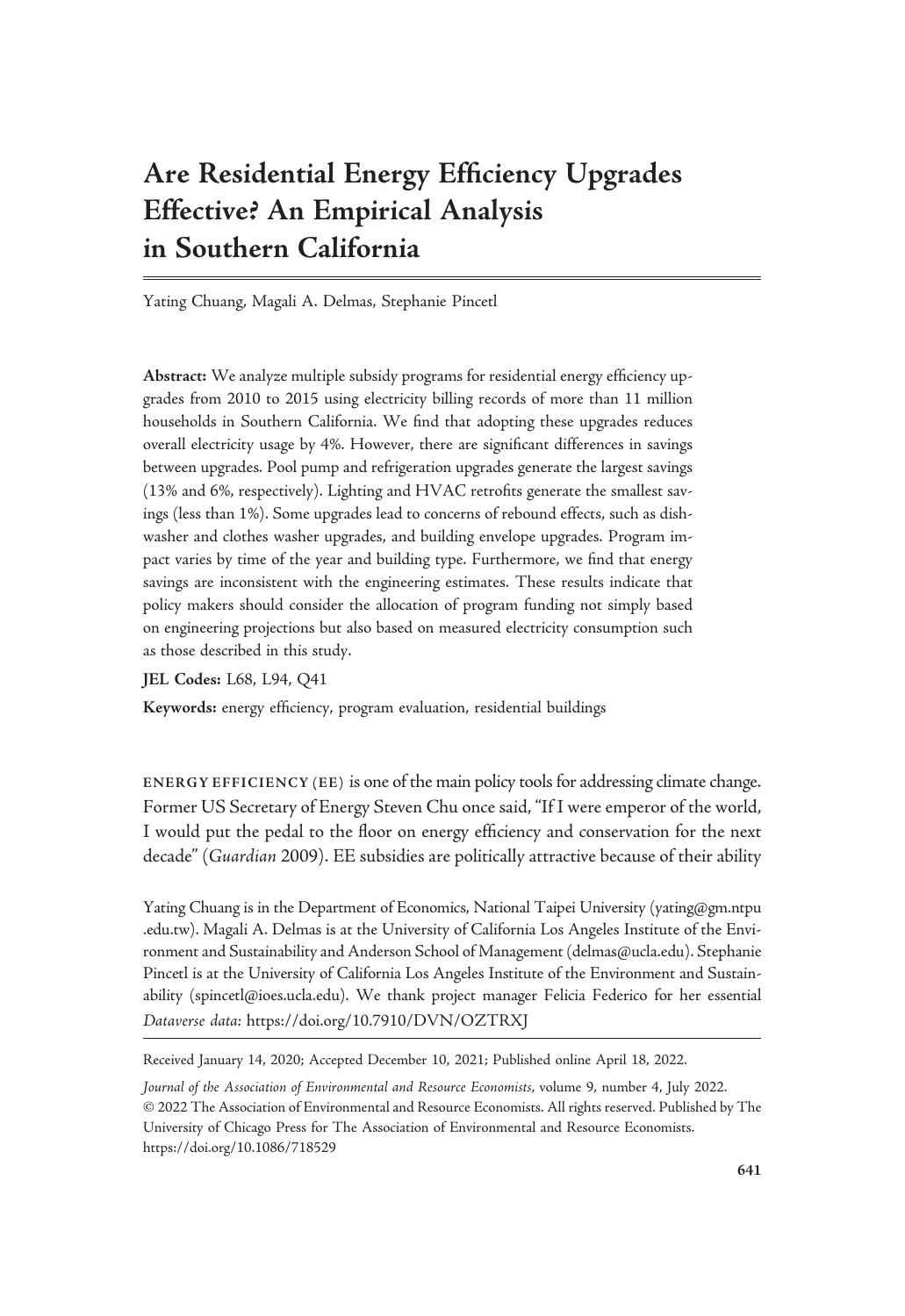# Are Residential Energy Efficiency Upgrades Effective? An Empirical Analysis in Southern California

Yating Chuang, Magali A. Delmas, Stephanie Pincetl

**Abstract:** We analyze multiple subsidy programs for residential energy efficiency upgrades from 2010 to 2015 using electricity billing records of more than 11 million households in Southern California. We find that adopting these upgrades reduces overall electricity usage by 4%. However, there are significant differences in savings between upgrades. Pool pump and refrigeration upgrades generate the largest savings (13% and 6%, respectively). Lighting and HVAC retrofits generate the smallest savings (less than 1%). Some upgrades lead to concerns of rebound effects, such as dishwasher and clothes washer upgrades, and building envelope upgrades. Program impact varies by time of the year and building type. Furthermore, we find that energy savings are inconsistent with the engineering estimates. These results indicate that policy makers should consider the allocation of program funding not simply based on engineering projections but also based on measured electricity consumption such as those described in this study.

**JEL Codes:** L68, L94, Q41

**Keywords:** energy efficiency, program evaluation, residential buildings

ENERGY EFFICIENCY (EE) is one of the main policy tools for addressing climate change. Former US Secretary of Energy Steven Chu once said, "If I were emperor of the world, I would put the pedal to the floor on energy efficiency and conservation for the next decade" (*Guardian* 2009). EE subsidies are politically attractive because of their ability

Yating Chuang is in the Department of Economics, National Taipei University (yating@gm.ntpu.edu.tw). Magali A. Delmas is at the University of California Los Angeles Institute of the Environment and Sustainability and Anderson School of Management (delmas@ucla.edu). Stephanie Pincetl is at the University of California Los Angeles Institute of the Environment and Sustainability (spincetl@ioes.ucla.edu). We thank project manager Felicia Federico for her essential

*Dataverse data:* https://doi.org/10.7910/DVN/OZTRXJ

Received January 14, 2020; Accepted December 10, 2021; Published online April 18, 2022.

*Journal of the Association of Environmental and Resource Economists*, volume 9, number 4, July 2022. © 2022 The Association of Environmental and Resource Economists. All rights reserved. Published by The University of Chicago Press for The Association of Environmental and Resource Economists. https://doi.org/10.1086/718529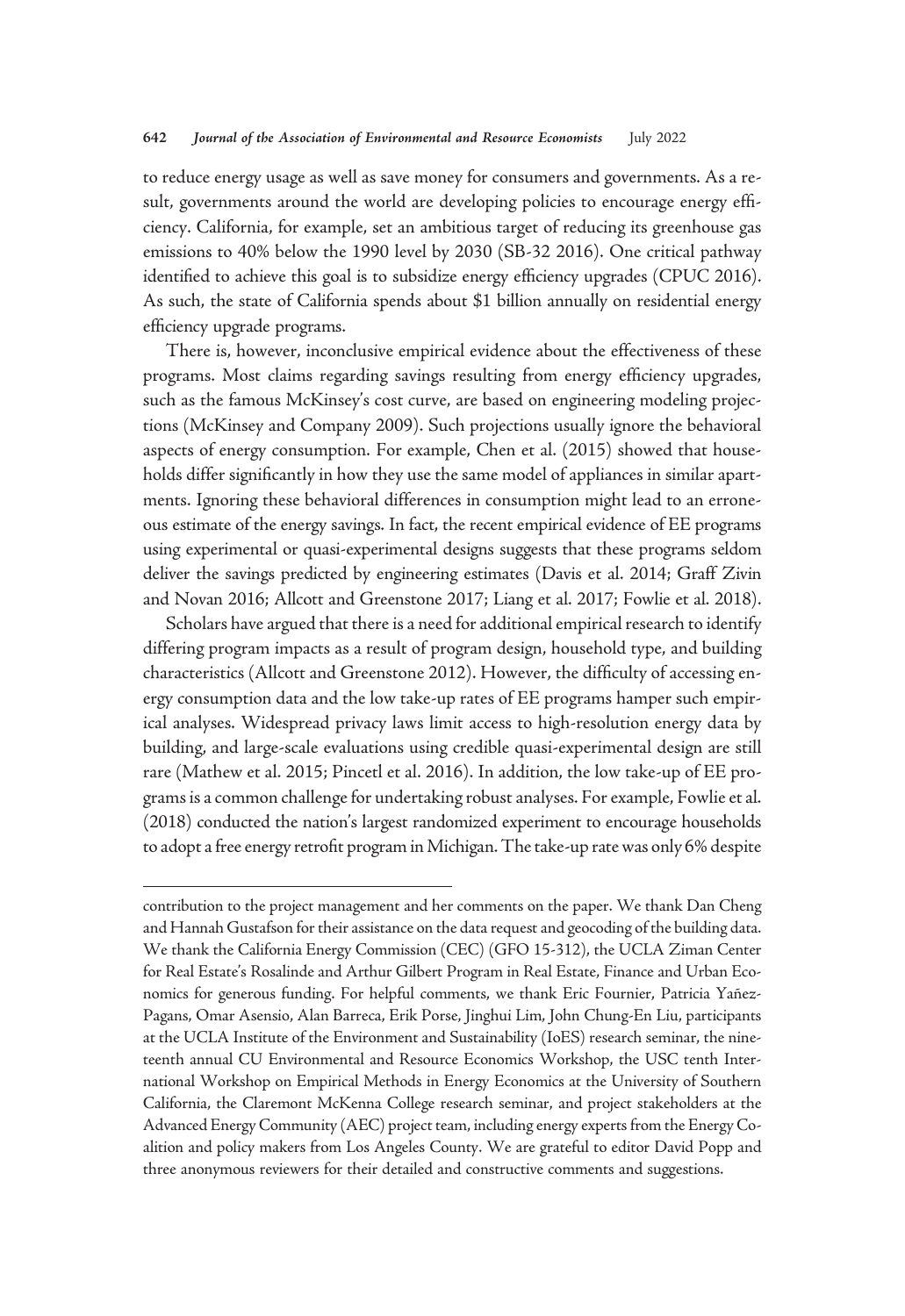to reduce energy usage as well as save money for consumers and governments. As a result, governments around the world are developing policies to encourage energy efficiency. California, for example, set an ambitious target of reducing its greenhouse gas emissions to 40% below the 1990 level by 2030 (SB-32 2016). One critical pathway identified to achieve this goal is to subsidize energy efficiency upgrades (CPUC 2016). As such, the state of California spends about $1 billion annually on residential energy efficiency upgrade programs.

There is, however, inconclusive empirical evidence about the effectiveness of these programs. Most claims regarding savings resulting from energy efficiency upgrades, such as the famous McKinsey's cost curve, are based on engineering modeling projections (McKinsey and Company 2009). Such projections usually ignore the behavioral aspects of energy consumption. For example, Chen et al. (2015) showed that households differ significantly in how they use the same model of appliances in similar apartments. Ignoring these behavioral differences in consumption might lead to an erroneous estimate of the energy savings. In fact, the recent empirical evidence of EE programs using experimental or quasi-experimental designs suggests that these programs seldom deliver the savings predicted by engineering estimates (Davis et al. 2014; Graff Zivin and Novan 2016; Allcott and Greenstone 2017; Liang et al. 2017; Fowlie et al. 2018).

Scholars have argued that there is a need for additional empirical research to identify differing program impacts as a result of program design, household type, and building characteristics (Allcott and Greenstone 2012). However, the difficulty of accessing energy consumption data and the low take-up rates of EE programs hamper such empirical analyses. Widespread privacy laws limit access to high-resolution energy data by building, and large-scale evaluations using credible quasi-experimental design are still rare (Mathew et al. 2015; Pincetl et al. 2016). In addition, the low take-up of EE programs is a common challenge for undertaking robust analyses. For example, Fowlie et al. (2018) conducted the nation's largest randomized experiment to encourage households to adopt a free energy retrofit program in Michigan. The take-up rate was only 6% despite

---

contribution to the project management and her comments on the paper. We thank Dan Cheng and Hannah Gustafson for their assistance on the data request and geocoding of the building data. We thank the California Energy Commission (CEC) (GFO 15-312), the UCLA Ziman Center for Real Estate's Rosalinde and Arthur Gilbert Program in Real Estate, Finance and Urban Economics for generous funding. For helpful comments, we thank Eric Fournier, Patricia Yañez-Pagans, Omar Asensio, Alan Barreca, Erik Porse, Jinghui Lim, John Chung-En Liu, participants at the UCLA Institute of the Environment and Sustainability (IoES) research seminar, the nineteenth annual CU Environmental and Resource Economics Workshop, the USC tenth International Workshop on Empirical Methods in Energy Economics at the University of Southern California, the Claremont McKenna College research seminar, and project stakeholders at the Advanced Energy Community (AEC) project team, including energy experts from the Energy Coalition and policy makers from Los Angeles County. We are grateful to editor David Popp and three anonymous reviewers for their detailed and constructive comments and suggestions.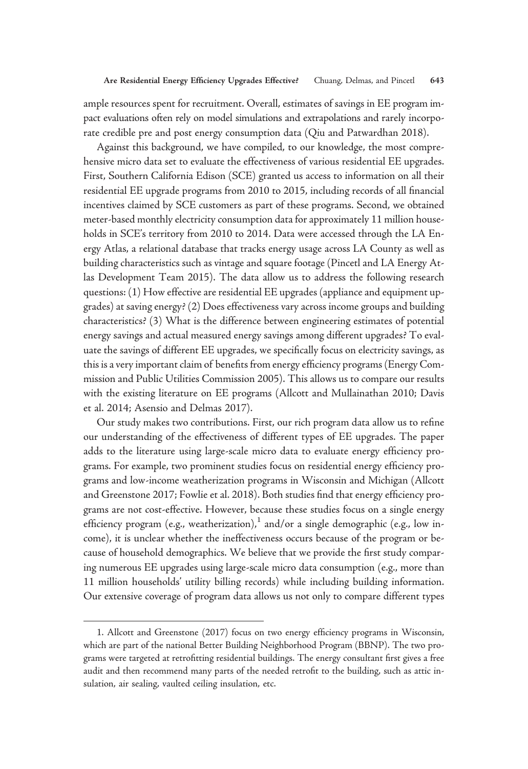ample resources spent for recruitment. Overall, estimates of savings in EE program impact evaluations often rely on model simulations and extrapolations and rarely incorporate credible pre and post energy consumption data (Qiu and Patwardhan 2018).

Against this background, we have compiled, to our knowledge, the most comprehensive micro data set to evaluate the effectiveness of various residential EE upgrades. First, Southern California Edison (SCE) granted us access to information on all their residential EE upgrade programs from 2010 to 2015, including records of all financial incentives claimed by SCE customers as part of these programs. Second, we obtained meter-based monthly electricity consumption data for approximately 11 million households in SCE's territory from 2010 to 2014. Data were accessed through the LA Energy Atlas, a relational database that tracks energy usage across LA County as well as building characteristics such as vintage and square footage (Pincetl and LA Energy Atlas Development Team 2015). The data allow us to address the following research questions: (1) How effective are residential EE upgrades (appliance and equipment upgrades) at saving energy? (2) Does effectiveness vary across income groups and building characteristics? (3) What is the difference between engineering estimates of potential energy savings and actual measured energy savings among different upgrades? To evaluate the savings of different EE upgrades, we specifically focus on electricity savings, as this is a very important claim of benefits from energy efficiency programs (Energy Commission and Public Utilities Commission 2005). This allows us to compare our results with the existing literature on EE programs (Allcott and Mullainathan 2010; Davis et al. 2014; Asensio and Delmas 2017).

Our study makes two contributions. First, our rich program data allow us to refine our understanding of the effectiveness of different types of EE upgrades. The paper adds to the literature using large-scale micro data to evaluate energy efficiency programs. For example, two prominent studies focus on residential energy efficiency programs and low-income weatherization programs in Wisconsin and Michigan (Allcott and Greenstone 2017; Fowlie et al. 2018). Both studies find that energy efficiency programs are not cost-effective. However, because these studies focus on a single energy efficiency program (e.g., weatherization),[1] and/or a single demographic (e.g., low income), it is unclear whether the ineffectiveness occurs because of the program or because of household demographics. We believe that we provide the first study comparing numerous EE upgrades using large-scale micro data consumption (e.g., more than 11 million households' utility billing records) while including building information. Our extensive coverage of program data allows us not only to compare different types

1. Allcott and Greenstone (2017) focus on two energy efficiency programs in Wisconsin, which are part of the national Better Building Neighborhood Program (BBNP). The two programs were targeted at retrofitting residential buildings. The energy consultant first gives a free audit and then recommend many parts of the needed retrofit to the building, such as attic insulation, air sealing, vaulted ceiling insulation, etc.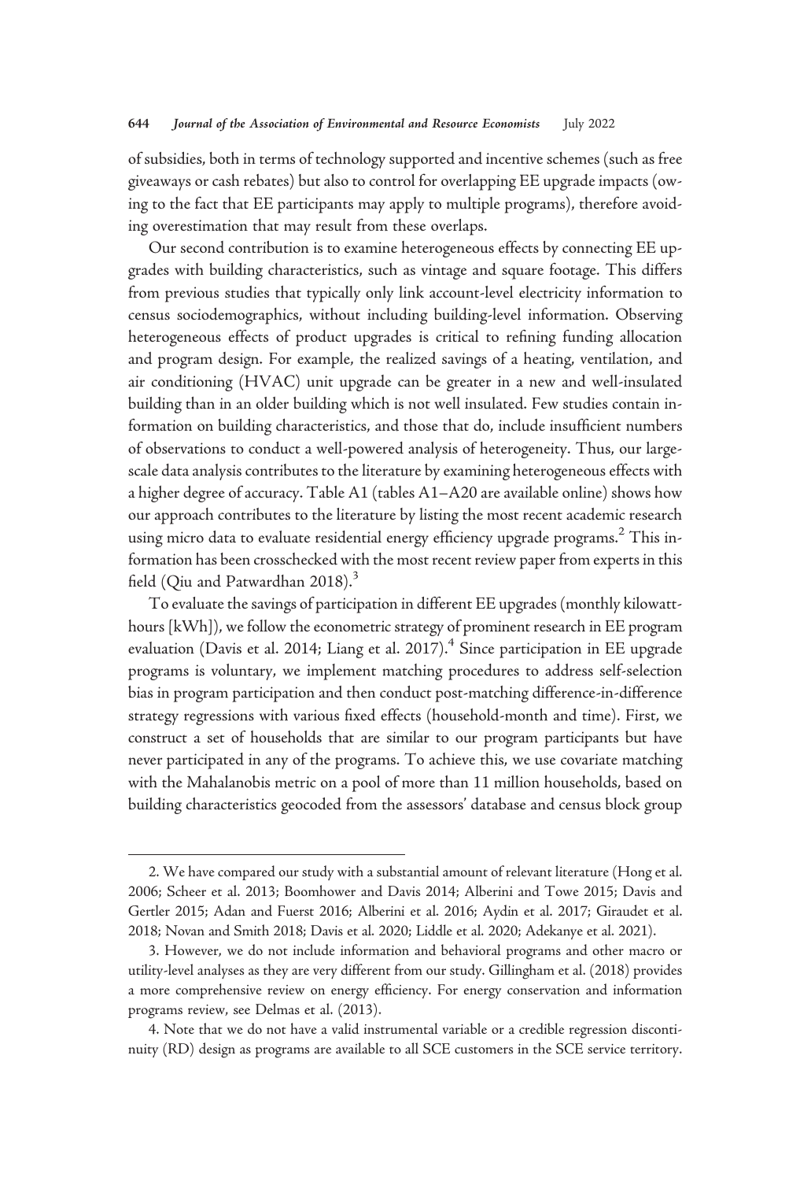of subsidies, both in terms of technology supported and incentive schemes (such as free giveaways or cash rebates) but also to control for overlapping EE upgrade impacts (owing to the fact that EE participants may apply to multiple programs), therefore avoiding overestimation that may result from these overlaps.

Our second contribution is to examine heterogeneous effects by connecting EE upgrades with building characteristics, such as vintage and square footage. This differs from previous studies that typically only link account-level electricity information to census sociodemographics, without including building-level information. Observing heterogeneous effects of product upgrades is critical to refining funding allocation and program design. For example, the realized savings of a heating, ventilation, and air conditioning (HVAC) unit upgrade can be greater in a new and well-insulated building than in an older building which is not well insulated. Few studies contain information on building characteristics, and those that do, include insufficient numbers of observations to conduct a well-powered analysis of heterogeneity. Thus, our large-scale data analysis contributes to the literature by examining heterogeneous effects with a higher degree of accuracy. Table A1 (tables A1–A20 are available online) shows how our approach contributes to the literature by listing the most recent academic research using micro data to evaluate residential energy efficiency upgrade programs.[2] This information has been crosschecked with the most recent review paper from experts in this field (Qiu and Patwardhan 2018).[3]

To evaluate the savings of participation in different EE upgrades (monthly kilowatt-hours [kWh]), we follow the econometric strategy of prominent research in EE program evaluation (Davis et al. 2014; Liang et al. 2017).[4] Since participation in EE upgrade programs is voluntary, we implement matching procedures to address self-selection bias in program participation and then conduct post-matching difference-in-difference strategy regressions with various fixed effects (household-month and time). First, we construct a set of households that are similar to our program participants but have never participated in any of the programs. To achieve this, we use covariate matching with the Mahalanobis metric on a pool of more than 11 million households, based on building characteristics geocoded from the assessors' database and census block group

2. We have compared our study with a substantial amount of relevant literature (Hong et al. 2006; Scheer et al. 2013; Boomhower and Davis 2014; Alberini and Towe 2015; Davis and Gertler 2015; Adan and Fuerst 2016; Alberini et al. 2016; Aydin et al. 2017; Giraudet et al. 2018; Novan and Smith 2018; Davis et al. 2020; Liddle et al. 2020; Adekanye et al. 2021).

3. However, we do not include information and behavioral programs and other macro or utility-level analyses as they are very different from our study. Gillingham et al. (2018) provides a more comprehensive review on energy efficiency. For energy conservation and information programs review, see Delmas et al. (2013).

4. Note that we do not have a valid instrumental variable or a credible regression discontinuity (RD) design as programs are available to all SCE customers in the SCE service territory.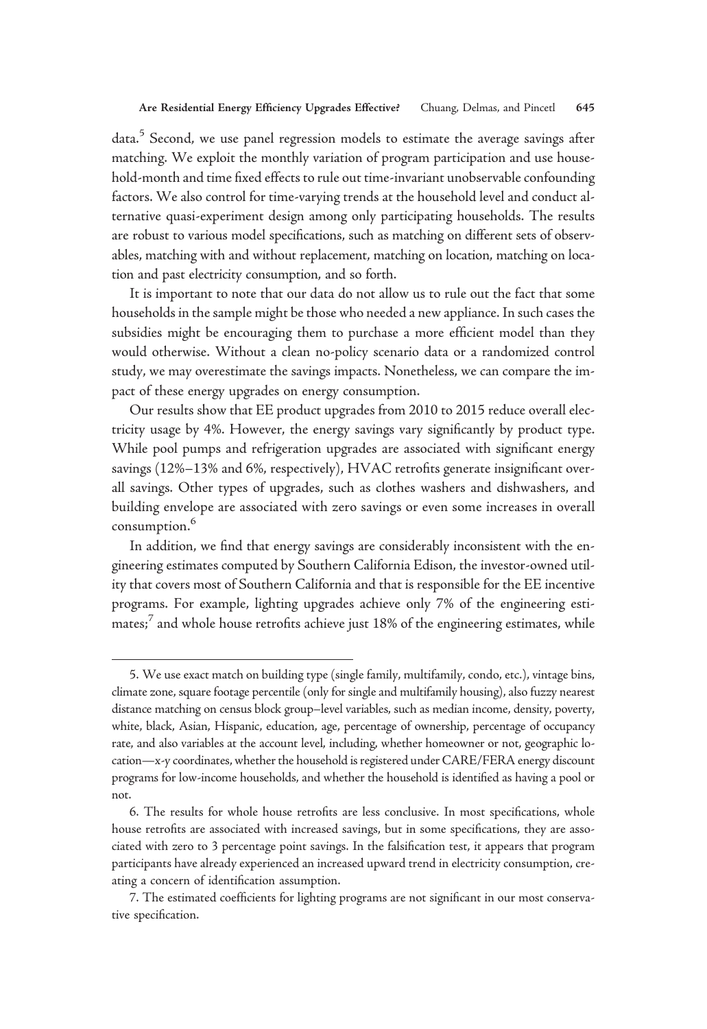data.[5] Second, we use panel regression models to estimate the average savings after matching. We exploit the monthly variation of program participation and use household-month and time fixed effects to rule out time-invariant unobservable confounding factors. We also control for time-varying trends at the household level and conduct alternative quasi-experiment design among only participating households. The results are robust to various model specifications, such as matching on different sets of observables, matching with and without replacement, matching on location, matching on location and past electricity consumption, and so forth.

It is important to note that our data do not allow us to rule out the fact that some households in the sample might be those who needed a new appliance. In such cases the subsidies might be encouraging them to purchase a more efficient model than they would otherwise. Without a clean no-policy scenario data or a randomized control study, we may overestimate the savings impacts. Nonetheless, we can compare the impact of these energy upgrades on energy consumption.

Our results show that EE product upgrades from 2010 to 2015 reduce overall electricity usage by 4%. However, the energy savings vary significantly by product type. While pool pumps and refrigeration upgrades are associated with significant energy savings (12%–13% and 6%, respectively), HVAC retrofits generate insignificant overall savings. Other types of upgrades, such as clothes washers and dishwashers, and building envelope are associated with zero savings or even some increases in overall consumption.[6]

In addition, we find that energy savings are considerably inconsistent with the engineering estimates computed by Southern California Edison, the investor-owned utility that covers most of Southern California and that is responsible for the EE incentive programs. For example, lighting upgrades achieve only 7% of the engineering estimates;[7] and whole house retrofits achieve just 18% of the engineering estimates, while

---

5. We use exact match on building type (single family, multifamily, condo, etc.), vintage bins, climate zone, square footage percentile (only for single and multifamily housing), also fuzzy nearest distance matching on census block group–level variables, such as median income, density, poverty, white, black, Asian, Hispanic, education, age, percentage of ownership, percentage of occupancy rate, and also variables at the account level, including, whether homeowner or not, geographic location—x-y coordinates, whether the household is registered under CARE/FERA energy discount programs for low-income households, and whether the household is identified as having a pool or not.

6. The results for whole house retrofits are less conclusive. In most specifications, whole house retrofits are associated with increased savings, but in some specifications, they are associated with zero to 3 percentage point savings. In the falsification test, it appears that program participants have already experienced an increased upward trend in electricity consumption, creating a concern of identification assumption.

7. The estimated coefficients for lighting programs are not significant in our most conservative specification.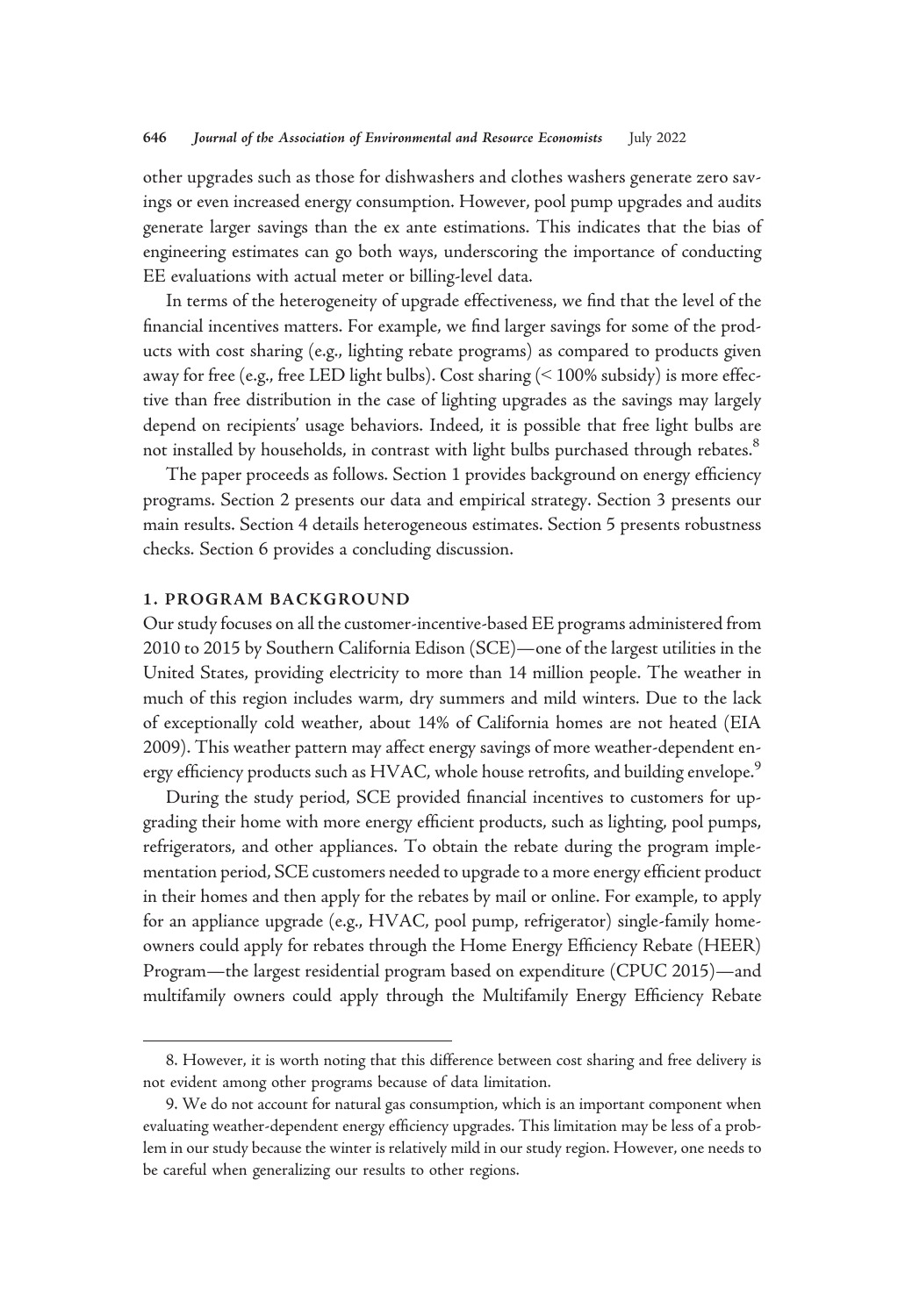other upgrades such as those for dishwashers and clothes washers generate zero savings or even increased energy consumption. However, pool pump upgrades and audits generate larger savings than the ex ante estimations. This indicates that the bias of engineering estimates can go both ways, underscoring the importance of conducting EE evaluations with actual meter or billing-level data.

In terms of the heterogeneity of upgrade effectiveness, we find that the level of the financial incentives matters. For example, we find larger savings for some of the products with cost sharing (e.g., lighting rebate programs) as compared to products given away for free (e.g., free LED light bulbs). Cost sharing (< 100% subsidy) is more effective than free distribution in the case of lighting upgrades as the savings may largely depend on recipients' usage behaviors. Indeed, it is possible that free light bulbs are not installed by households, in contrast with light bulbs purchased through rebates.[8]

The paper proceeds as follows. Section 1 provides background on energy efficiency programs. Section 2 presents our data and empirical strategy. Section 3 presents our main results. Section 4 details heterogeneous estimates. Section 5 presents robustness checks. Section 6 provides a concluding discussion.

## 1. PROGRAM BACKGROUND

Our study focuses on all the customer-incentive-based EE programs administered from 2010 to 2015 by Southern California Edison (SCE)—one of the largest utilities in the United States, providing electricity to more than 14 million people. The weather in much of this region includes warm, dry summers and mild winters. Due to the lack of exceptionally cold weather, about 14% of California homes are not heated (EIA 2009). This weather pattern may affect energy savings of more weather-dependent energy efficiency products such as HVAC, whole house retrofits, and building envelope.[9]

During the study period, SCE provided financial incentives to customers for upgrading their home with more energy efficient products, such as lighting, pool pumps, refrigerators, and other appliances. To obtain the rebate during the program implementation period, SCE customers needed to upgrade to a more energy efficient product in their homes and then apply for the rebates by mail or online. For example, to apply for an appliance upgrade (e.g., HVAC, pool pump, refrigerator) single-family homeowners could apply for rebates through the Home Energy Efficiency Rebate (HEER) Program—the largest residential program based on expenditure (CPUC 2015)—and multifamily owners could apply through the Multifamily Energy Efficiency Rebate

8. However, it is worth noting that this difference between cost sharing and free delivery is not evident among other programs because of data limitation.

9. We do not account for natural gas consumption, which is an important component when evaluating weather-dependent energy efficiency upgrades. This limitation may be less of a problem in our study because the winter is relatively mild in our study region. However, one needs to be careful when generalizing our results to other regions.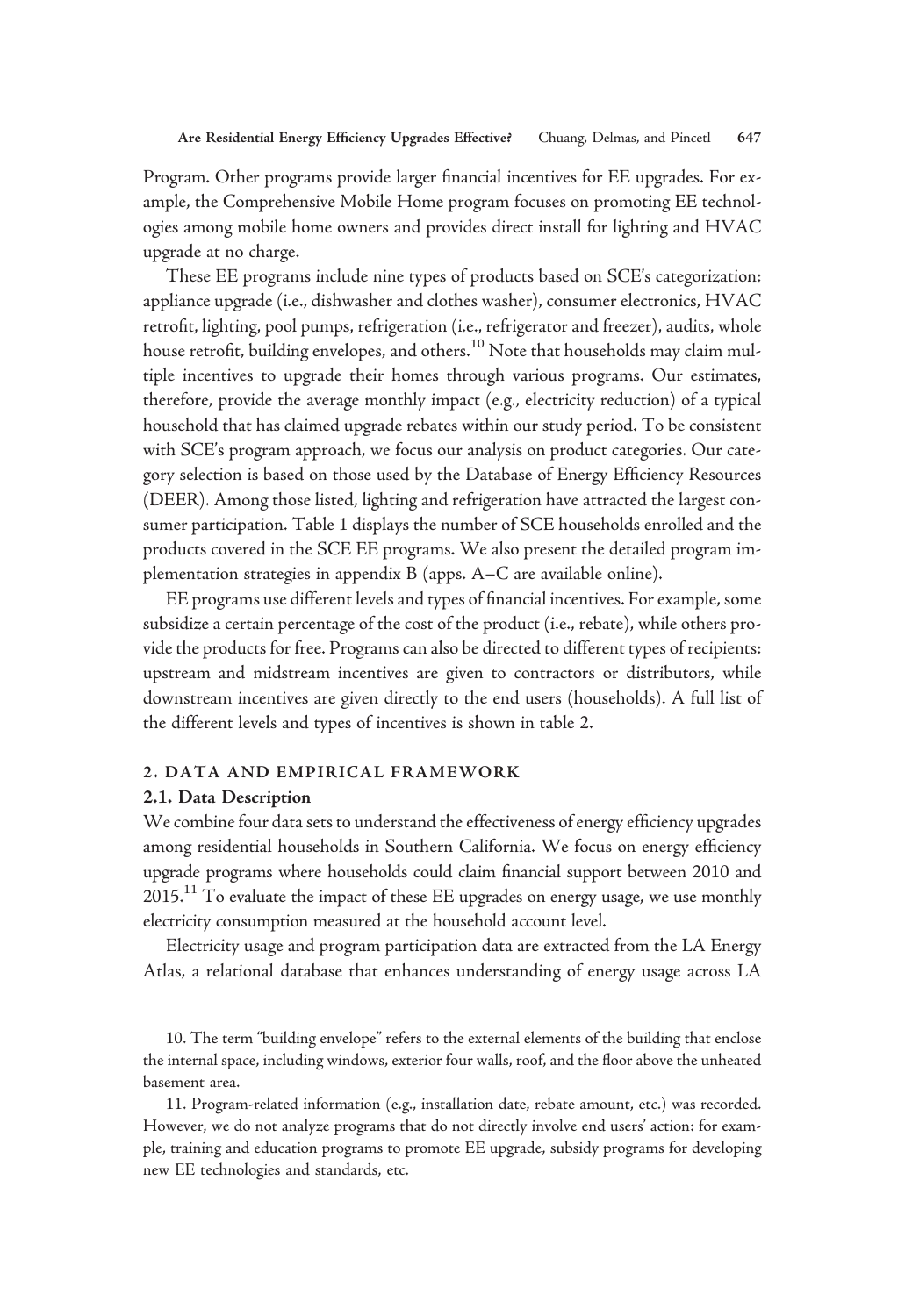Program. Other programs provide larger financial incentives for EE upgrades. For example, the Comprehensive Mobile Home program focuses on promoting EE technologies among mobile home owners and provides direct install for lighting and HVAC upgrade at no charge.

These EE programs include nine types of products based on SCE's categorization: appliance upgrade (i.e., dishwasher and clothes washer), consumer electronics, HVAC retrofit, lighting, pool pumps, refrigeration (i.e., refrigerator and freezer), audits, whole house retrofit, building envelopes, and others.[10] Note that households may claim multiple incentives to upgrade their homes through various programs. Our estimates, therefore, provide the average monthly impact (e.g., electricity reduction) of a typical household that has claimed upgrade rebates within our study period. To be consistent with SCE's program approach, we focus our analysis on product categories. Our category selection is based on those used by the Database of Energy Efficiency Resources (DEER). Among those listed, lighting and refrigeration have attracted the largest consumer participation. Table 1 displays the number of SCE households enrolled and the products covered in the SCE EE programs. We also present the detailed program implementation strategies in appendix B (apps. A–C are available online).

EE programs use different levels and types of financial incentives. For example, some subsidize a certain percentage of the cost of the product (i.e., rebate), while others provide the products for free. Programs can also be directed to different types of recipients: upstream and midstream incentives are given to contractors or distributors, while downstream incentives are given directly to the end users (households). A full list of the different levels and types of incentives is shown in table 2.

## 2. DATA AND EMPIRICAL FRAMEWORK

### 2.1. Data Description

We combine four data sets to understand the effectiveness of energy efficiency upgrades among residential households in Southern California. We focus on energy efficiency upgrade programs where households could claim financial support between 2010 and 2015.[11] To evaluate the impact of these EE upgrades on energy usage, we use monthly electricity consumption measured at the household account level.

Electricity usage and program participation data are extracted from the LA Energy Atlas, a relational database that enhances understanding of energy usage across LA

---

10. The term "building envelope" refers to the external elements of the building that enclose the internal space, including windows, exterior four walls, roof, and the floor above the unheated basement area.

11. Program-related information (e.g., installation date, rebate amount, etc.) was recorded. However, we do not analyze programs that do not directly involve end users' action: for example, training and education programs to promote EE upgrade, subsidy programs for developing new EE technologies and standards, etc.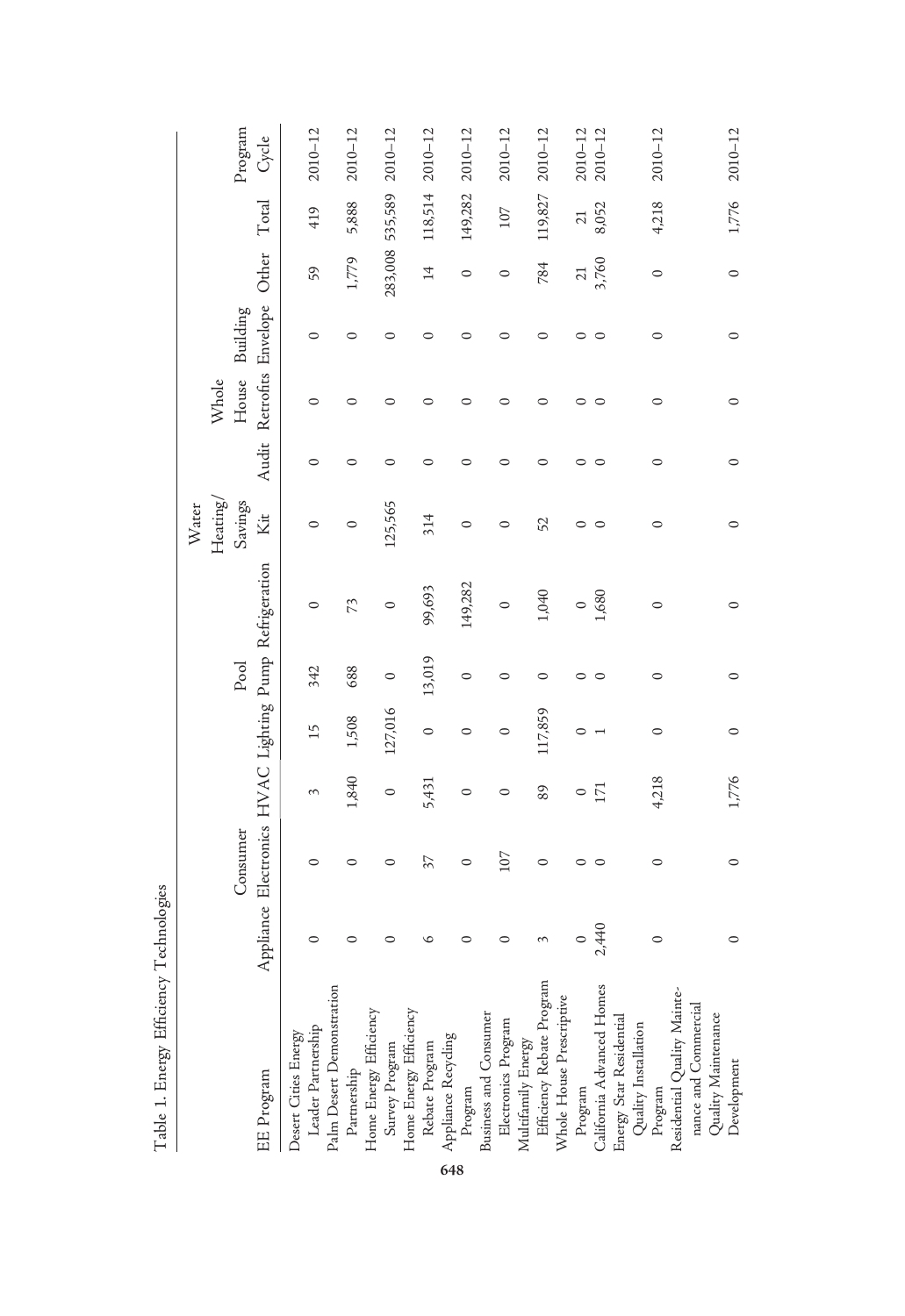Table 1. Energy Efficiency Technologies

| EE Program | Appliance | Consumer Electronics | HVAC | Lighting | Pool Pump | Refrigeration | Water Heating/ Savings Kit | Audit | Whole House Retrofits | Building Envelope | Other | Total | Program Cycle |
|---|---|---|---|---|---|---|---|---|---|---|---|---|---|
| Desert Cities Energy Leader Partnership | 0 | 0 | 3 | 15 | 342 | 0 | 0 | 0 | 0 | 0 | 59 | 419 | 2010–12 |
| Palm Desert Demonstration Partnership | 0 | 0 | 1,840 | 1,508 | 688 | 73 | 0 | 0 | 0 | 0 | 1,779 | 5,888 | 2010–12 |
| Home Energy Efficiency Survey Program | 0 | 0 | 0 | 127,016 | 0 | 0 | 125,565 | 0 | 0 | 0 | 283,008 | 535,589 | 2010–12 |
| Home Energy Efficiency Rebate Program | 6 | 37 | 5,431 | 0 | 13,019 | 99,693 | 314 | 0 | 0 | 0 | 14 | 118,514 | 2010–12 |
| Appliance Recycling Program | 0 | 0 | 0 | 0 | 0 | 149,282 | 0 | 0 | 0 | 0 | 0 | 149,282 | 2010–12 |
| Business and Consumer Electronics Program | 0 | 107 | 0 | 0 | 0 | 0 | 0 | 0 | 0 | 0 | 0 | 107 | 2010–12 |
| Multifamily Energy Efficiency Rebate Program | 3 | 0 | 89 | 117,859 | 0 | 1,040 | 52 | 0 | 0 | 0 | 784 | 119,827 | 2010–12 |
| Whole House Prescriptive Program | 0 | 0 | 0 | 0 | 0 | 0 | 0 | 0 | 0 | 0 | 21 | 21 | 2010–12 |
| California Advanced Homes | 2,440 | 0 | 171 | 1 | 0 | 1,680 | 0 | 0 | 0 | 0 | 3,760 | 8,052 | 2010–12 |
| Energy Star Residential Quality Installation Program | 0 | 0 | 4,218 | 0 | 0 | 0 | 0 | 0 | 0 | 0 | 0 | 4,218 | 2010–12 |
| Residential Quality Maintenance and Commercial Quality Maintenance Development | 0 | 0 | 1,776 | 0 | 0 | 0 | 0 | 0 | 0 | 0 | 0 | 1,776 | 2010–12 |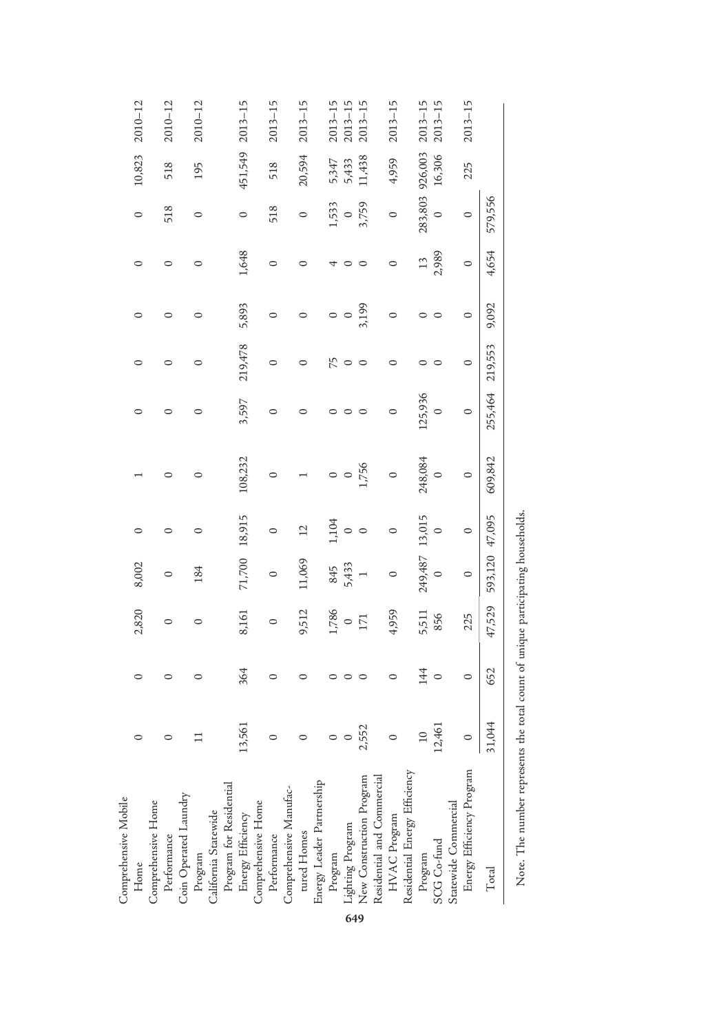| | | | | | | | | | | | | | |
|---|---|---|---|---|---|---|---|---|---|---|---|---|---|
| Comprehensive Mobile Home | 0 | 0 | 2,820 | 8,002 | 0 | 1 | 0 | 0 | 0 | 0 | 0 | 10,823 | 2010–12 |
| Comprehensive Home Performance | 0 | 0 | 0 | 0 | 0 | 0 | 0 | 0 | 0 | 0 | 518 | 518 | 2010–12 |
| Coin Operated Laundry Program | 11 | 0 | 0 | 184 | 0 | 0 | 0 | 0 | 0 | 0 | 0 | 195 | 2010–12 |
| California Statewide Program for Residential Energy Efficiency | 13,561 | 364 | 8,161 | 71,700 | 18,915 | 108,232 | 3,597 | 219,478 | 5,893 | 1,648 | 0 | 451,549 | 2013–15 |
| Comprehensive Home Performance | 0 | 0 | 0 | 0 | 0 | 0 | 0 | 0 | 0 | 0 | 518 | 518 | 2013–15 |
| Comprehensive Manufactured Homes | 0 | 0 | 9,512 | 11,069 | 12 | 1 | 0 | 0 | 0 | 0 | 0 | 20,594 | 2013–15 |
| Energy Leader Partnership Program | 0 | 0 | 1,786 | 845 | 1,104 | 0 | 0 | 75 | 0 | 4 | 1,533 | 5,347 | 2013–15 |
| Lighting Program | 0 | 0 | 0 | 5,433 | 0 | 0 | 0 | 0 | 0 | 0 | 0 | 5,433 | 2013–15 |
| New Construction Program | 2,552 | 0 | 171 | 1 | 0 | 1,756 | 0 | 0 | 3,199 | 0 | 3,759 | 11,438 | 2013–15 |
| Residential and Commercial HVAC Program | 0 | 0 | 4,959 | 0 | 0 | 0 | 0 | 0 | 0 | 0 | 0 | 4,959 | 2013–15 |
| Residential Energy Efficiency Program | 10 | 144 | 5,511 | 249,487 | 13,015 | 248,084 | 125,936 | 0 | 0 | 13 | 283,803 | 926,003 | 2013–15 |
| SCG Co-fund | 12,461 | 0 | 856 | 0 | 0 | 0 | 0 | 0 | 0 | 2,989 | 0 | 16,306 | 2013–15 |
| Statewide Commercial Energy Efficiency Program | 0 | 0 | 225 | 0 | 0 | 0 | 0 | 0 | 0 | 0 | 0 | 225 | 2013–15 |
| Total | 31,044 | 652 | 47,529 | 593,120 | 47,095 | 609,842 | 255,464 | 219,553 | 9,092 | 4,654 | 579,556 | | |

Note. The number represents the total count of unique participating households.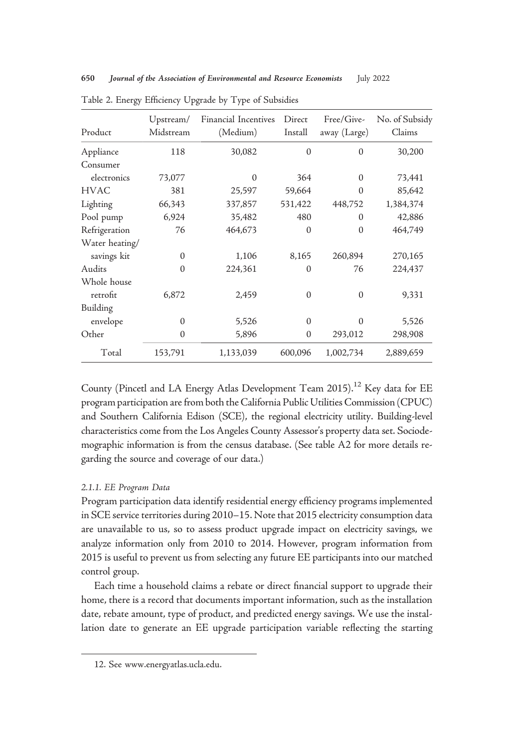Table 2. Energy Efficiency Upgrade by Type of Subsidies

| Product | Upstream/ Midstream | Financial Incentives (Medium) | Direct Install | Free/Give-away (Large) | No. of Subsidy Claims |
|---|---|---|---|---|---|
| Appliance | 118 | 30,082 | 0 | 0 | 30,200 |
| Consumer electronics | 73,077 | 0 | 364 | 0 | 73,441 |
| HVAC | 381 | 25,597 | 59,664 | 0 | 85,642 |
| Lighting | 66,343 | 337,857 | 531,422 | 448,752 | 1,384,374 |
| Pool pump | 6,924 | 35,482 | 480 | 0 | 42,886 |
| Refrigeration | 76 | 464,673 | 0 | 0 | 464,749 |
| Water heating/ savings kit | 0 | 1,106 | 8,165 | 260,894 | 270,165 |
| Audits | 0 | 224,361 | 0 | 76 | 224,437 |
| Whole house retrofit | 6,872 | 2,459 | 0 | 0 | 9,331 |
| Building envelope | 0 | 5,526 | 0 | 0 | 5,526 |
| Other | 0 | 5,896 | 0 | 293,012 | 298,908 |
| Total | 153,791 | 1,133,039 | 600,096 | 1,002,734 | 2,889,659 |

County (Pincetl and LA Energy Atlas Development Team 2015).[12] Key data for EE program participation are from both the California Public Utilities Commission (CPUC) and Southern California Edison (SCE), the regional electricity utility. Building-level characteristics come from the Los Angeles County Assessor's property data set. Sociodemographic information is from the census database. (See table A2 for more details regarding the source and coverage of our data.)

#### *2.1.1. EE Program Data*

Program participation data identify residential energy efficiency programs implemented in SCE service territories during 2010–15. Note that 2015 electricity consumption data are unavailable to us, so to assess product upgrade impact on electricity savings, we analyze information only from 2010 to 2014. However, program information from 2015 is useful to prevent us from selecting any future EE participants into our matched control group.

Each time a household claims a rebate or direct financial support to upgrade their home, there is a record that documents important information, such as the installation date, rebate amount, type of product, and predicted energy savings. We use the installation date to generate an EE upgrade participation variable reflecting the starting

12. See www.energyatlas.ucla.edu.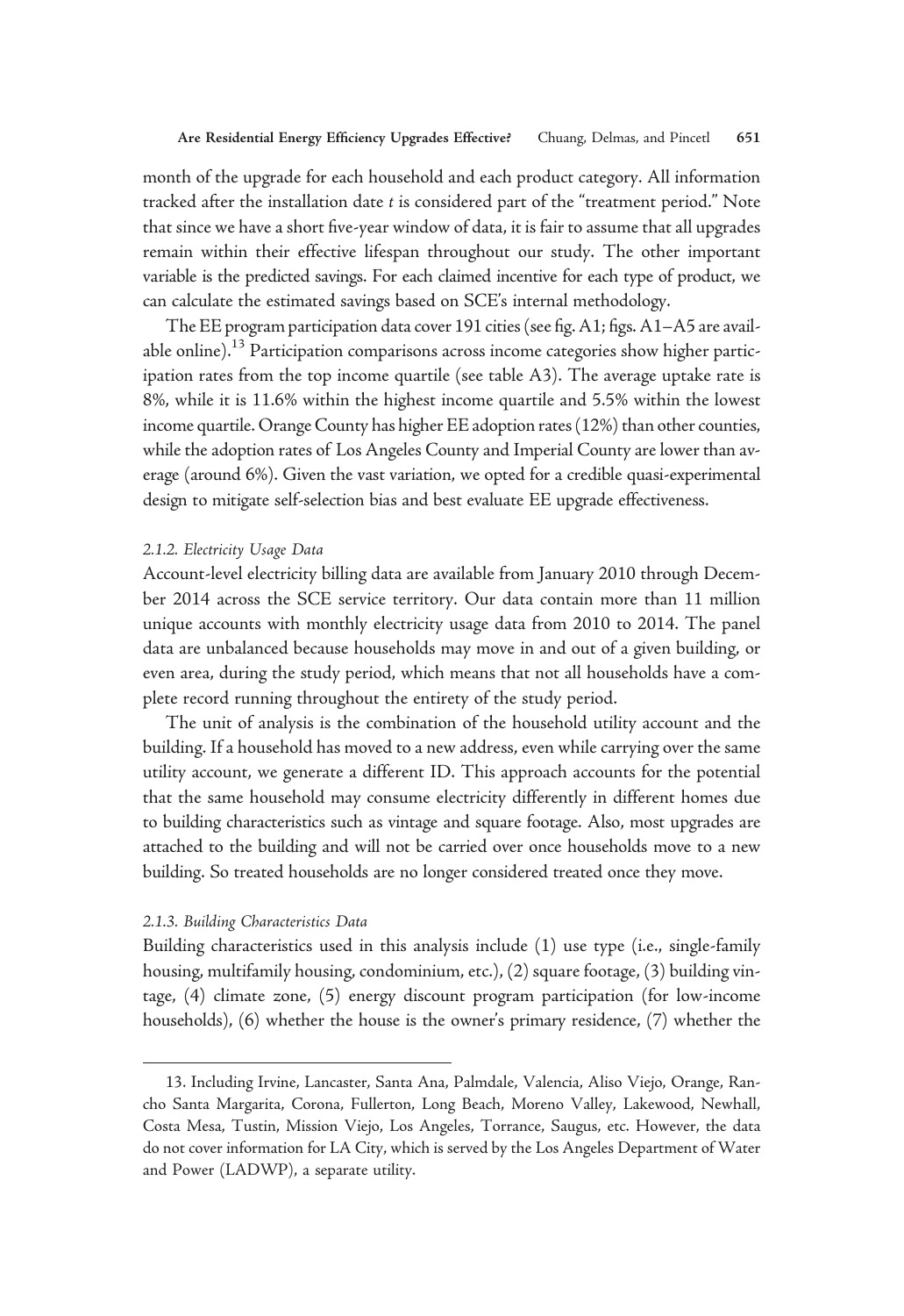month of the upgrade for each household and each product category. All information tracked after the installation date $t$ is considered part of the "treatment period." Note that since we have a short five-year window of data, it is fair to assume that all upgrades remain within their effective lifespan throughout our study. The other important variable is the predicted savings. For each claimed incentive for each type of product, we can calculate the estimated savings based on SCE's internal methodology.

The EE program participation data cover 191 cities (see fig. A1; figs. A1–A5 are available online).[13] Participation comparisons across income categories show higher participation rates from the top income quartile (see table A3). The average uptake rate is 8%, while it is 11.6% within the highest income quartile and 5.5% within the lowest income quartile. Orange County has higher EE adoption rates (12%) than other counties, while the adoption rates of Los Angeles County and Imperial County are lower than average (around 6%). Given the vast variation, we opted for a credible quasi-experimental design to mitigate self-selection bias and best evaluate EE upgrade effectiveness.

#### *2.1.2. Electricity Usage Data*

Account-level electricity billing data are available from January 2010 through December 2014 across the SCE service territory. Our data contain more than 11 million unique accounts with monthly electricity usage data from 2010 to 2014. The panel data are unbalanced because households may move in and out of a given building, or even area, during the study period, which means that not all households have a complete record running throughout the entirety of the study period.

The unit of analysis is the combination of the household utility account and the building. If a household has moved to a new address, even while carrying over the same utility account, we generate a different ID. This approach accounts for the potential that the same household may consume electricity differently in different homes due to building characteristics such as vintage and square footage. Also, most upgrades are attached to the building and will not be carried over once households move to a new building. So treated households are no longer considered treated once they move.

#### *2.1.3. Building Characteristics Data*

Building characteristics used in this analysis include (1) use type (i.e., single-family housing, multifamily housing, condominium, etc.), (2) square footage, (3) building vintage, (4) climate zone, (5) energy discount program participation (for low-income households), (6) whether the house is the owner's primary residence, (7) whether the

13. Including Irvine, Lancaster, Santa Ana, Palmdale, Valencia, Aliso Viejo, Orange, Rancho Santa Margarita, Corona, Fullerton, Long Beach, Moreno Valley, Lakewood, Newhall, Costa Mesa, Tustin, Mission Viejo, Los Angeles, Torrance, Saugus, etc. However, the data do not cover information for LA City, which is served by the Los Angeles Department of Water and Power (LADWP), a separate utility.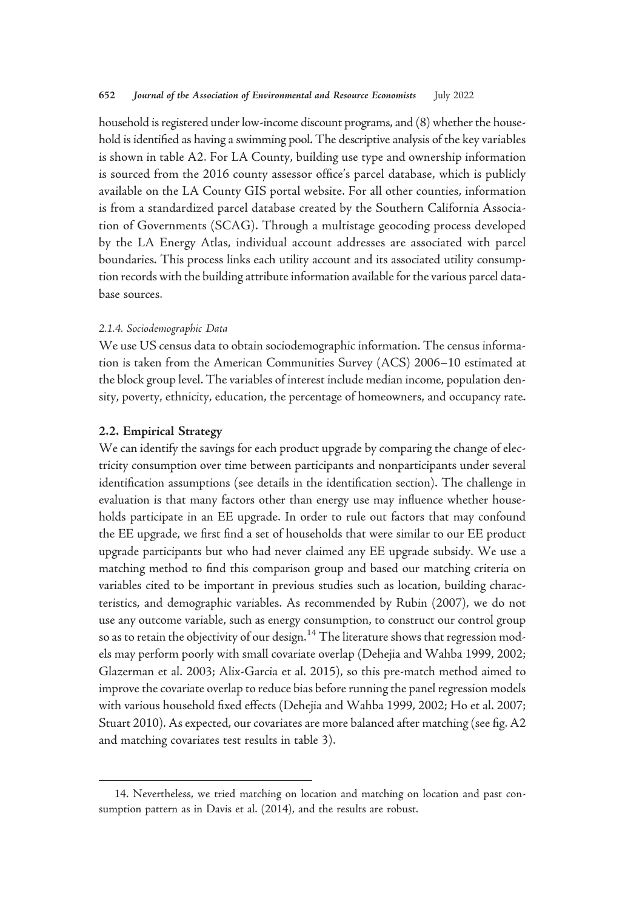household is registered under low-income discount programs, and (8) whether the household is identified as having a swimming pool. The descriptive analysis of the key variables is shown in table A2. For LA County, building use type and ownership information is sourced from the 2016 county assessor office's parcel database, which is publicly available on the LA County GIS portal website. For all other counties, information is from a standardized parcel database created by the Southern California Association of Governments (SCAG). Through a multistage geocoding process developed by the LA Energy Atlas, individual account addresses are associated with parcel boundaries. This process links each utility account and its associated utility consumption records with the building attribute information available for the various parcel database sources.

#### *2.1.4. Sociodemographic Data*

We use US census data to obtain sociodemographic information. The census information is taken from the American Communities Survey (ACS) 2006–10 estimated at the block group level. The variables of interest include median income, population density, poverty, ethnicity, education, the percentage of homeowners, and occupancy rate.

### 2.2. Empirical Strategy

We can identify the savings for each product upgrade by comparing the change of electricity consumption over time between participants and nonparticipants under several identification assumptions (see details in the identification section). The challenge in evaluation is that many factors other than energy use may influence whether households participate in an EE upgrade. In order to rule out factors that may confound the EE upgrade, we first find a set of households that were similar to our EE product upgrade participants but who had never claimed any EE upgrade subsidy. We use a matching method to find this comparison group and based our matching criteria on variables cited to be important in previous studies such as location, building characteristics, and demographic variables. As recommended by Rubin (2007), we do not use any outcome variable, such as energy consumption, to construct our control group so as to retain the objectivity of our design.[14] The literature shows that regression models may perform poorly with small covariate overlap (Dehejia and Wahba 1999, 2002; Glazerman et al. 2003; Alix-Garcia et al. 2015), so this pre-match method aimed to improve the covariate overlap to reduce bias before running the panel regression models with various household fixed effects (Dehejia and Wahba 1999, 2002; Ho et al. 2007; Stuart 2010). As expected, our covariates are more balanced after matching (see fig. A2 and matching covariates test results in table 3).

---

14. Nevertheless, we tried matching on location and matching on location and past consumption pattern as in Davis et al. (2014), and the results are robust.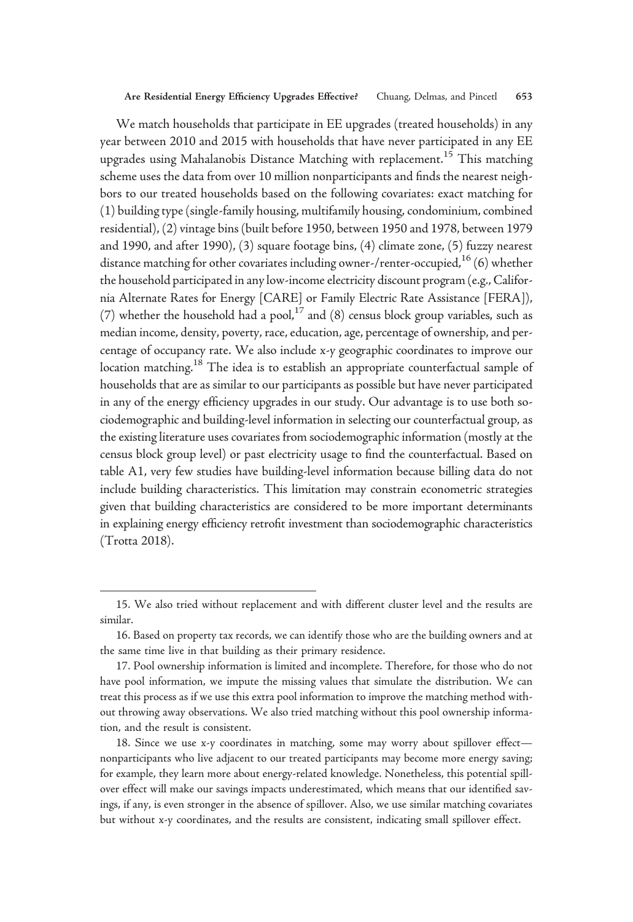We match households that participate in EE upgrades (treated households) in any year between 2010 and 2015 with households that have never participated in any EE upgrades using Mahalanobis Distance Matching with replacement.[15] This matching scheme uses the data from over 10 million nonparticipants and finds the nearest neighbors to our treated households based on the following covariates: exact matching for (1) building type (single-family housing, multifamily housing, condominium, combined residential), (2) vintage bins (built before 1950, between 1950 and 1978, between 1979 and 1990, and after 1990), (3) square footage bins, (4) climate zone, (5) fuzzy nearest distance matching for other covariates including owner-/renter-occupied,[16] (6) whether the household participated in any low-income electricity discount program (e.g., California Alternate Rates for Energy [CARE] or Family Electric Rate Assistance [FERA]), (7) whether the household had a pool,[17] and (8) census block group variables, such as median income, density, poverty, race, education, age, percentage of ownership, and percentage of occupancy rate. We also include x-y geographic coordinates to improve our location matching.[18] The idea is to establish an appropriate counterfactual sample of households that are as similar to our participants as possible but have never participated in any of the energy efficiency upgrades in our study. Our advantage is to use both sociodemographic and building-level information in selecting our counterfactual group, as the existing literature uses covariates from sociodemographic information (mostly at the census block group level) or past electricity usage to find the counterfactual. Based on table A1, very few studies have building-level information because billing data do not include building characteristics. This limitation may constrain econometric strategies given that building characteristics are considered to be more important determinants in explaining energy efficiency retrofit investment than sociodemographic characteristics (Trotta 2018).

---

15. We also tried without replacement and with different cluster level and the results are similar.

16. Based on property tax records, we can identify those who are the building owners and at the same time live in that building as their primary residence.

17. Pool ownership information is limited and incomplete. Therefore, for those who do not have pool information, we impute the missing values that simulate the distribution. We can treat this process as if we use this extra pool information to improve the matching method without throwing away observations. We also tried matching without this pool ownership information, and the result is consistent.

18. Since we use x-y coordinates in matching, some may worry about spillover effect—nonparticipants who live adjacent to our treated participants may become more energy saving; for example, they learn more about energy-related knowledge. Nonetheless, this potential spillover effect will make our savings impacts underestimated, which means that our identified savings, if any, is even stronger in the absence of spillover. Also, we use similar matching covariates but without x-y coordinates, and the results are consistent, indicating small spillover effect.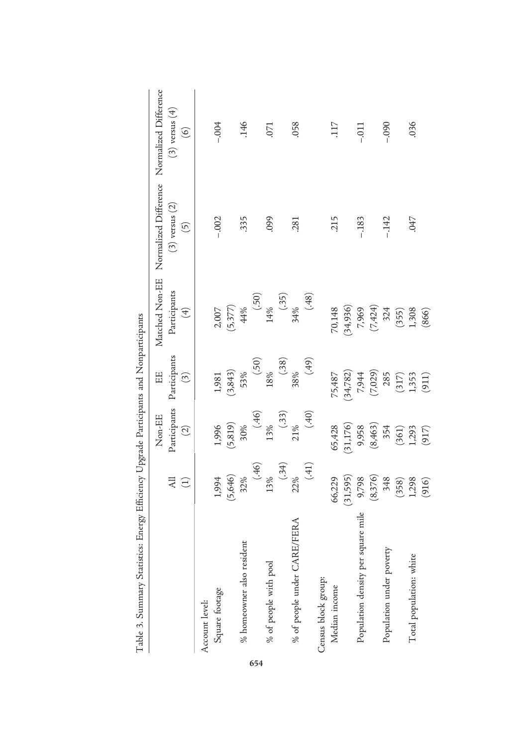Table 3. Summary Statistics: Energy Efficiency Upgrade Participants and Nonparticipants

| | All (1) | Non-EE Participants (2) | EE Participants (3) | Matched Non-EE Participants (4) | Normalized Difference (3) versus (2) (5) | Normalized Difference (3) versus (4) (6) |
|---|---|---|---|---|---|---|
| Account level: | | | | | | |
| Square footage | 1,994 | 1,996 | 1,981 | 2,007 | −.002 | −.004 |
| | (5,646) | (5,819) | (3,843) | (5,377) | | |
| % homeowner also resident | 32% | 30% | 53% | 44% | .335 | .146 |
| | (.46) | (.46) | (.50) | (.50) | | |
| % of people with pool | 13% | 13% | 18% | 14% | .099 | .071 |
| | (.34) | (.33) | (.38) | (.35) | | |
| % of people under CARE/FERA | 22% | 21% | 38% | 34% | .281 | .058 |
| | (.41) | (.40) | (.49) | (.48) | | |
| Census block group: | | | | | | |
| Median income | 66,229 | 65,428 | 75,487 | 70,148 | .215 | .117 |
| | (31,595) | (31,176) | (34,782) | (34,936) | | |
| Population density per square mile | 9,798 | 9,958 | 7,944 | 7,969 | −.183 | −.011 |
| | (8,376) | (8,463) | (7,029) | (7,424) | | |
| Population under poverty | 348 | 354 | 285 | 324 | −.142 | −.090 |
| | (358) | (361) | (317) | (355) | | |
| Total population: white | 1,298 | 1,293 | 1,353 | 1,308 | .047 | .036 |
| | (916) | (917) | (911) | (866) | | |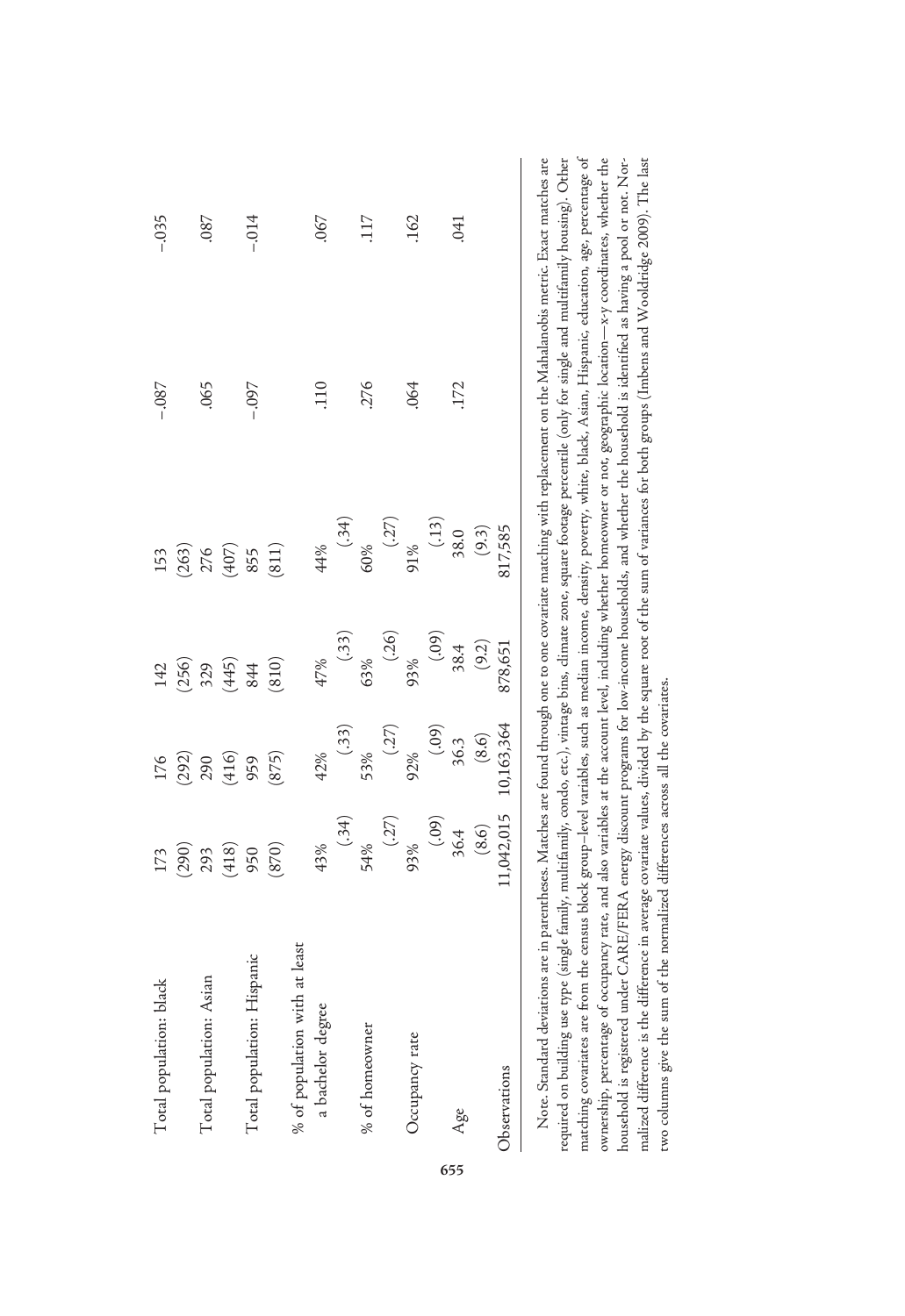| | | | | | | |
|---|---|---|---|---|---|---|
| Total population: black | 173 | 176 | 142 | 153 | −.087 | −.035 |
| | (290) | (292) | (256) | (263) | | |
| Total population: Asian | 293 | 290 | 329 | 276 | .065 | .087 |
| | (418) | (416) | (445) | (407) | | |
| Total population: Hispanic | 950 | 959 | 844 | 855 | −.097 | −.014 |
| | (870) | (875) | (810) | (811) | | |
| % of population with at least a bachelor degree | 43% | 42% | 47% | 44% | .110 | .067 |
| | (.34) | (.33) | (.33) | (.34) | | |
| % of homeowner | 54% | 53% | 63% | 60% | .276 | .117 |
| | (.27) | (.27) | (.26) | (.27) | | |
| Occupancy rate | 93% | 92% | 93% | 91% | .064 | .162 |
| | (.09) | (.09) | (.09) | (.13) | | |
| Age | 36.4 | 36.3 | 38.4 | 38.0 | .172 | .041 |
| | (8.6) | (8.6) | (9.2) | (9.3) | | |
| Observations | 11,042,015 | 10,163,364 | 878,651 | 817,585 | | |

Note. Standard deviations are in parentheses. Matches are found through one to one covariate matching with replacement on the Mahalanobis metric. Exact matches are required on building use type (single family, multifamily, condo, etc.), vintage bins, climate zone, square footage percentile (only for single and multifamily housing). Other matching covariates are from the census block group–level variables, such as median income, density, poverty, white, black, Asian, Hispanic, education, age, percentage of ownership, percentage of occupancy rate, and also variables at the account level, including whether homeowner or not, geographic location—x-y coordinates, whether the household is registered under CARE/FERA energy discount programs for low-income households, and whether the household is identified as having a pool or not. Normalized difference is the difference in average covariate values, divided by the square root of the sum of variances for both groups (Imbens and Wooldridge 2009). The last two columns give the sum of the normalized differences across all the covariates.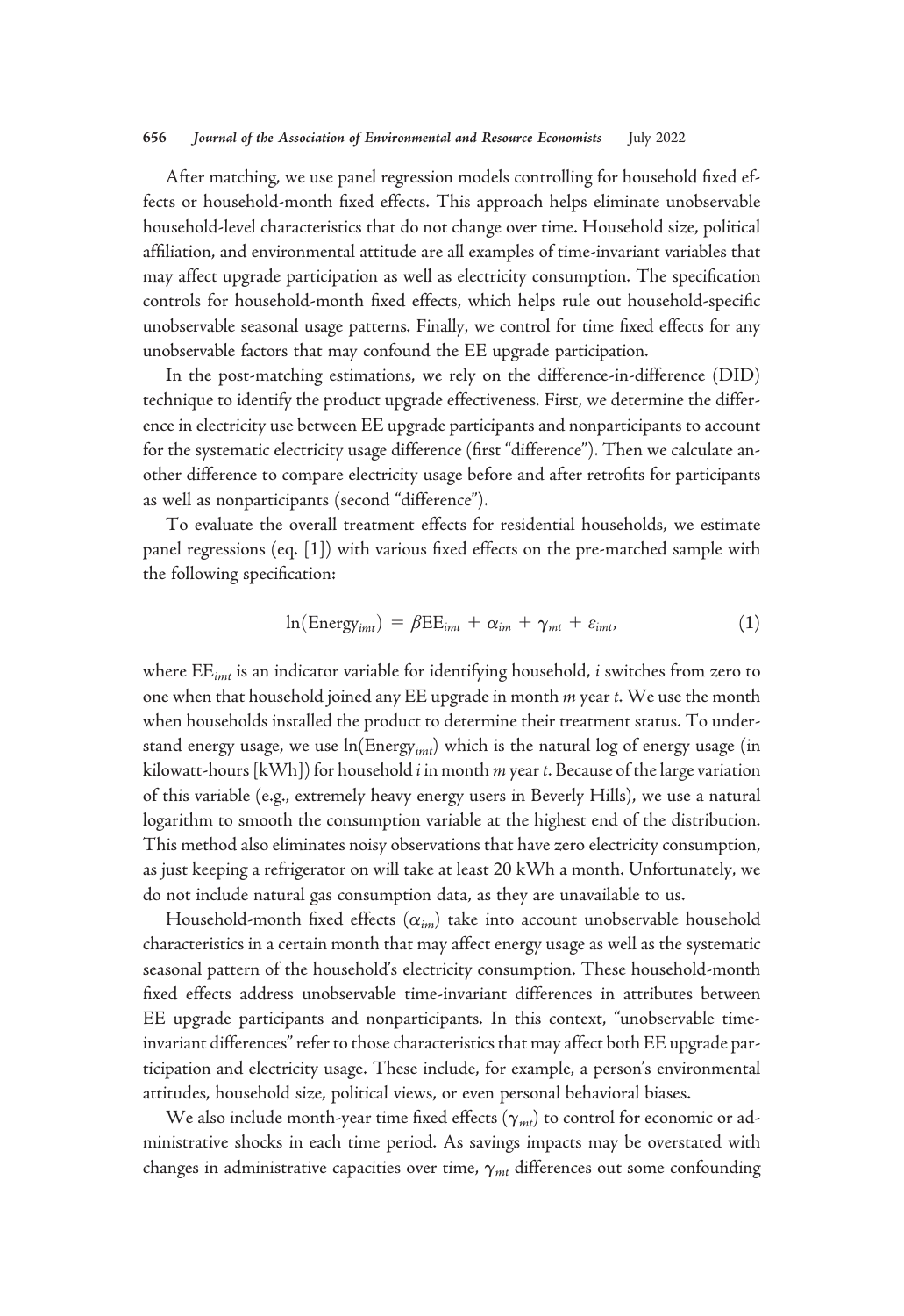After matching, we use panel regression models controlling for household fixed effects or household-month fixed effects. This approach helps eliminate unobservable household-level characteristics that do not change over time. Household size, political affiliation, and environmental attitude are all examples of time-invariant variables that may affect upgrade participation as well as electricity consumption. The specification controls for household-month fixed effects, which helps rule out household-specific unobservable seasonal usage patterns. Finally, we control for time fixed effects for any unobservable factors that may confound the EE upgrade participation.

In the post-matching estimations, we rely on the difference-in-difference (DID) technique to identify the product upgrade effectiveness. First, we determine the difference in electricity use between EE upgrade participants and nonparticipants to account for the systematic electricity usage difference (first "difference"). Then we calculate another difference to compare electricity usage before and after retrofits for participants as well as nonparticipants (second "difference").

To evaluate the overall treatment effects for residential households, we estimate panel regressions (eq. [1]) with various fixed effects on the pre-matched sample with the following specification:

$$\ln(\text{Energy}_{imt}) = \beta \text{EE}_{imt} + \alpha_{im} + \gamma_{mt} + \varepsilon_{imt}, \tag{1}$$

where $\text{EE}_{imt}$ is an indicator variable for identifying household, $i$ switches from zero to one when that household joined any EE upgrade in month $m$ year $t$. We use the month when households installed the product to determine their treatment status. To understand energy usage, we use $\ln(\text{Energy}_{imt})$ which is the natural log of energy usage (in kilowatt-hours [kWh]) for household $i$ in month $m$ year $t$. Because of the large variation of this variable (e.g., extremely heavy energy users in Beverly Hills), we use a natural logarithm to smooth the consumption variable at the highest end of the distribution. This method also eliminates noisy observations that have zero electricity consumption, as just keeping a refrigerator on will take at least 20 kWh a month. Unfortunately, we do not include natural gas consumption data, as they are unavailable to us.

Household-month fixed effects ($\alpha_{im}$) take into account unobservable household characteristics in a certain month that may affect energy usage as well as the systematic seasonal pattern of the household's electricity consumption. These household-month fixed effects address unobservable time-invariant differences in attributes between EE upgrade participants and nonparticipants. In this context, "unobservable time-invariant differences" refer to those characteristics that may affect both EE upgrade participation and electricity usage. These include, for example, a person's environmental attitudes, household size, political views, or even personal behavioral biases.

We also include month-year time fixed effects ($\gamma_{mt}$) to control for economic or administrative shocks in each time period. As savings impacts may be overstated with changes in administrative capacities over time, $\gamma_{mt}$ differences out some confounding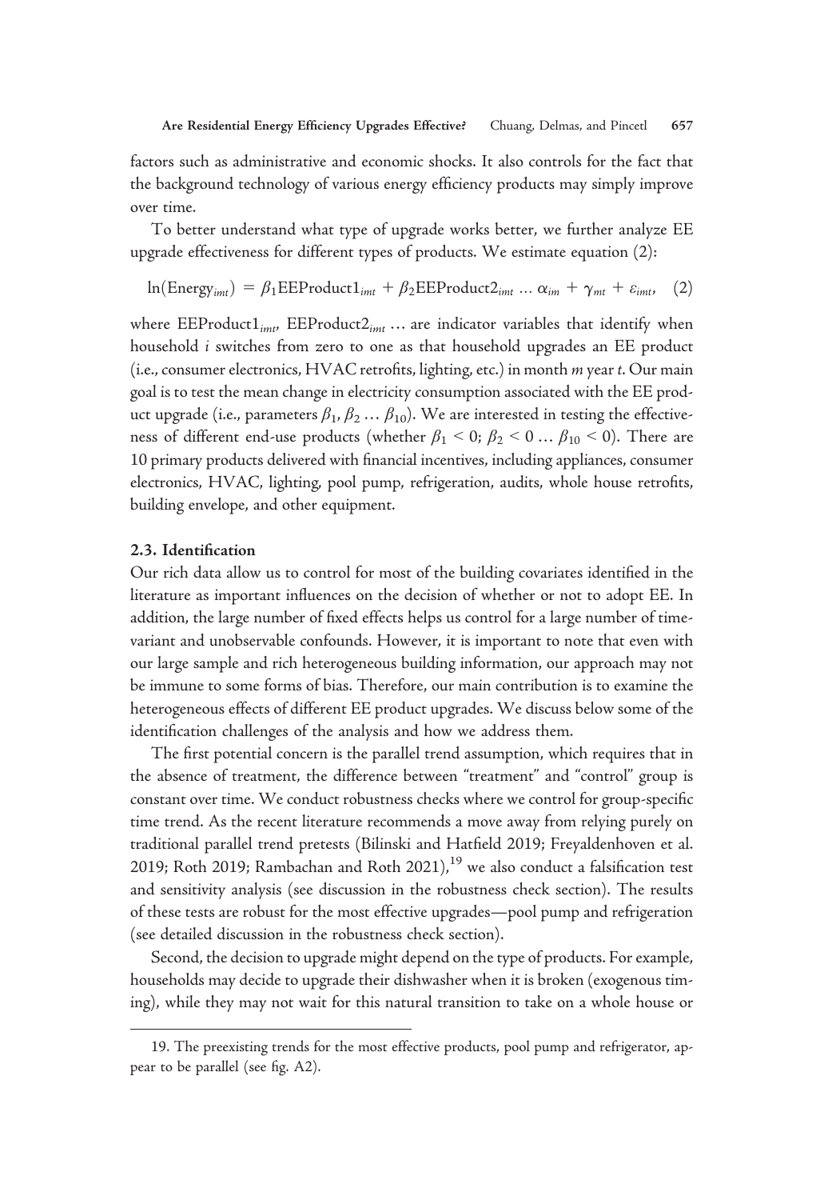factors such as administrative and economic shocks. It also controls for the fact that the background technology of various energy efficiency products may simply improve over time.

To better understand what type of upgrade works better, we further analyze EE upgrade effectiveness for different types of products. We estimate equation (2):

$$\ln(\text{Energy}_{imt}) = \beta_1 \text{EEProduct1}_{imt} + \beta_2 \text{EEProduct2}_{imt} \ldots \alpha_{im} + \gamma_{mt} + \varepsilon_{imt}, \quad (2)$$

where $\text{EEProduct1}_{imt}$, $\text{EEProduct2}_{imt}$ … are indicator variables that identify when household *i* switches from zero to one as that household upgrades an EE product (i.e., consumer electronics, HVAC retrofits, lighting, etc.) in month *m* year *t*. Our main goal is to test the mean change in electricity consumption associated with the EE product upgrade (i.e., parameters $\beta_1, \beta_2 \ldots \beta_{10}$). We are interested in testing the effectiveness of different end-use products (whether $\beta_1 < 0$; $\beta_2 < 0 \ldots \beta_{10} < 0$). There are 10 primary products delivered with financial incentives, including appliances, consumer electronics, HVAC, lighting, pool pump, refrigeration, audits, whole house retrofits, building envelope, and other equipment.

### 2.3. Identification

Our rich data allow us to control for most of the building covariates identified in the literature as important influences on the decision of whether or not to adopt EE. In addition, the large number of fixed effects helps us control for a large number of time-variant and unobservable confounds. However, it is important to note that even with our large sample and rich heterogeneous building information, our approach may not be immune to some forms of bias. Therefore, our main contribution is to examine the heterogeneous effects of different EE product upgrades. We discuss below some of the identification challenges of the analysis and how we address them.

The first potential concern is the parallel trend assumption, which requires that in the absence of treatment, the difference between "treatment" and "control" group is constant over time. We conduct robustness checks where we control for group-specific time trend. As the recent literature recommends a move away from relying purely on traditional parallel trend pretests (Bilinski and Hatfield 2019; Freyaldenhoven et al. 2019; Roth 2019; Rambachan and Roth 2021),[19] we also conduct a falsification test and sensitivity analysis (see discussion in the robustness check section). The results of these tests are robust for the most effective upgrades—pool pump and refrigeration (see detailed discussion in the robustness check section).

Second, the decision to upgrade might depend on the type of products. For example, households may decide to upgrade their dishwasher when it is broken (exogenous timing), while they may not wait for this natural transition to take on a whole house or

19. The preexisting trends for the most effective products, pool pump and refrigerator, appear to be parallel (see fig. A2).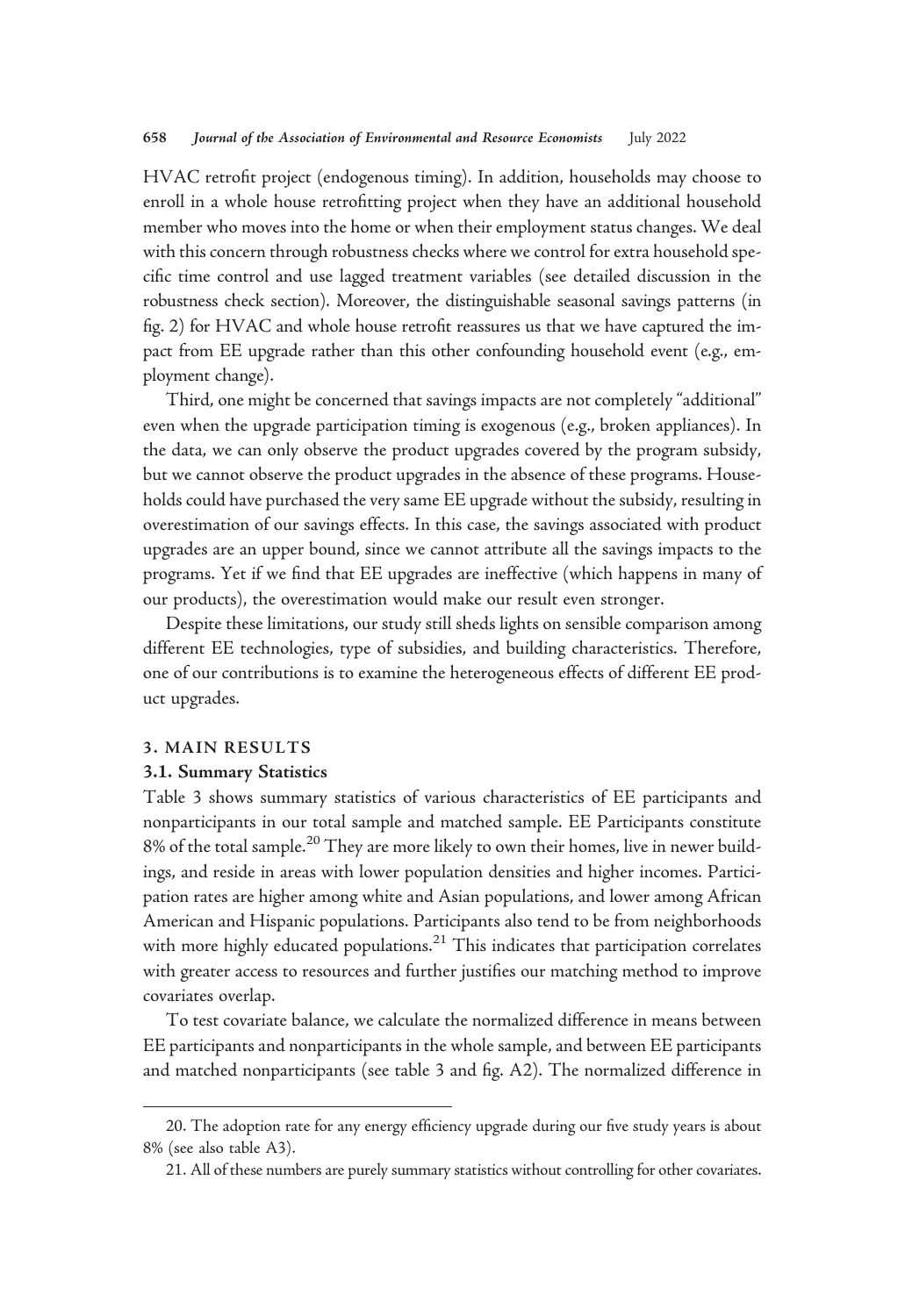HVAC retrofit project (endogenous timing). In addition, households may choose to enroll in a whole house retrofitting project when they have an additional household member who moves into the home or when their employment status changes. We deal with this concern through robustness checks where we control for extra household specific time control and use lagged treatment variables (see detailed discussion in the robustness check section). Moreover, the distinguishable seasonal savings patterns (in fig. 2) for HVAC and whole house retrofit reassures us that we have captured the impact from EE upgrade rather than this other confounding household event (e.g., employment change).

Third, one might be concerned that savings impacts are not completely "additional" even when the upgrade participation timing is exogenous (e.g., broken appliances). In the data, we can only observe the product upgrades covered by the program subsidy, but we cannot observe the product upgrades in the absence of these programs. Households could have purchased the very same EE upgrade without the subsidy, resulting in overestimation of our savings effects. In this case, the savings associated with product upgrades are an upper bound, since we cannot attribute all the savings impacts to the programs. Yet if we find that EE upgrades are ineffective (which happens in many of our products), the overestimation would make our result even stronger.

Despite these limitations, our study still sheds lights on sensible comparison among different EE technologies, type of subsidies, and building characteristics. Therefore, one of our contributions is to examine the heterogeneous effects of different EE product upgrades.

## 3. MAIN RESULTS

### 3.1. Summary Statistics

Table 3 shows summary statistics of various characteristics of EE participants and nonparticipants in our total sample and matched sample. EE Participants constitute 8% of the total sample.[20] They are more likely to own their homes, live in newer buildings, and reside in areas with lower population densities and higher incomes. Participation rates are higher among white and Asian populations, and lower among African American and Hispanic populations. Participants also tend to be from neighborhoods with more highly educated populations.[21] This indicates that participation correlates with greater access to resources and further justifies our matching method to improve covariates overlap.

To test covariate balance, we calculate the normalized difference in means between EE participants and nonparticipants in the whole sample, and between EE participants and matched nonparticipants (see table 3 and fig. A2). The normalized difference in

---

20. The adoption rate for any energy efficiency upgrade during our five study years is about 8% (see also table A3).

21. All of these numbers are purely summary statistics without controlling for other covariates.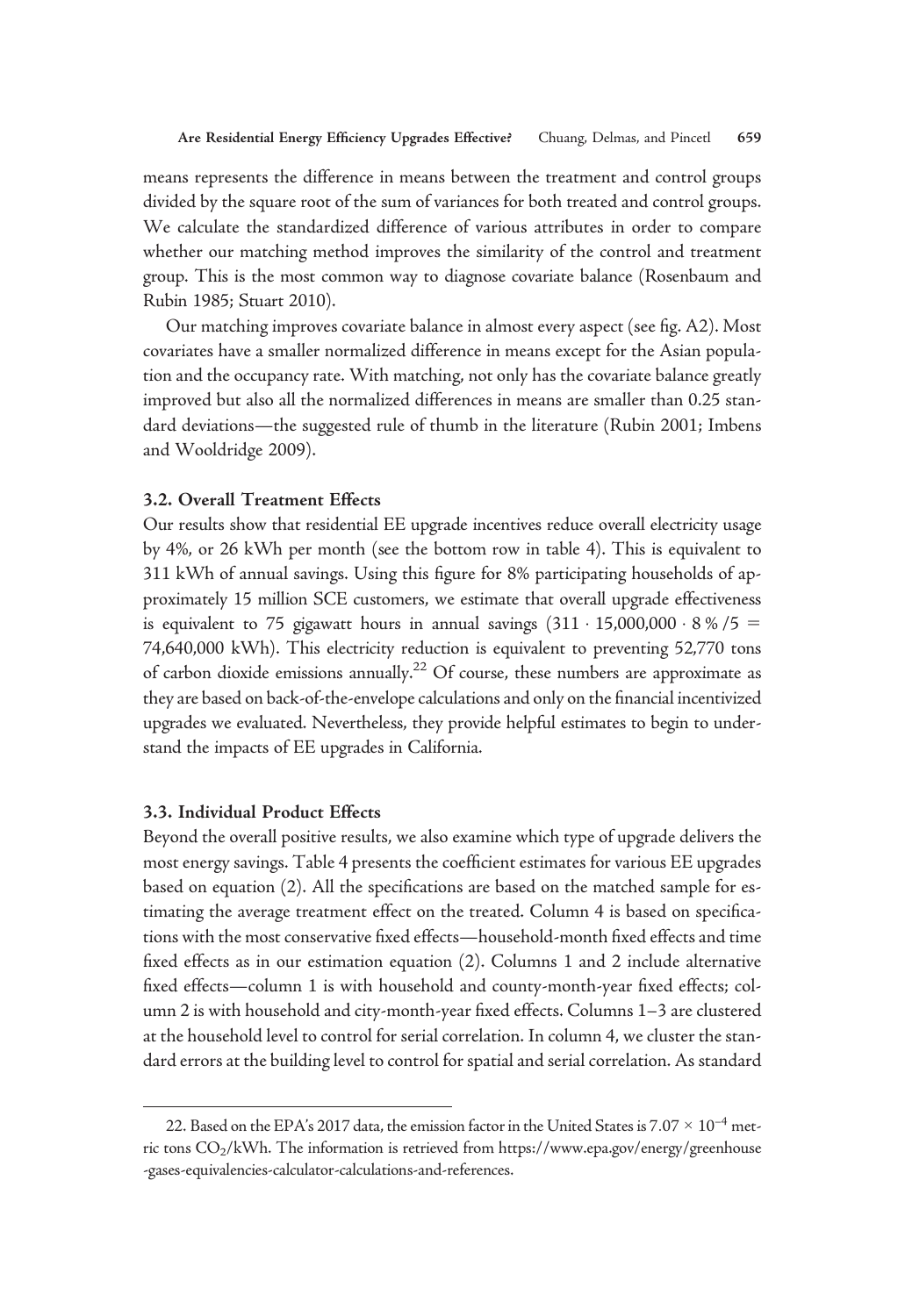means represents the difference in means between the treatment and control groups divided by the square root of the sum of variances for both treated and control groups. We calculate the standardized difference of various attributes in order to compare whether our matching method improves the similarity of the control and treatment group. This is the most common way to diagnose covariate balance (Rosenbaum and Rubin 1985; Stuart 2010).

Our matching improves covariate balance in almost every aspect (see fig. A2). Most covariates have a smaller normalized difference in means except for the Asian population and the occupancy rate. With matching, not only has the covariate balance greatly improved but also all the normalized differences in means are smaller than 0.25 standard deviations—the suggested rule of thumb in the literature (Rubin 2001; Imbens and Wooldridge 2009).

### 3.2. Overall Treatment Effects

Our results show that residential EE upgrade incentives reduce overall electricity usage by 4%, or 26 kWh per month (see the bottom row in table 4). This is equivalent to 311 kWh of annual savings. Using this figure for 8% participating households of approximately 15 million SCE customers, we estimate that overall upgrade effectiveness is equivalent to 75 gigawatt hours in annual savings ($311 \cdot 15{,}000{,}000 \cdot 8\,\%\,/5 = 74{,}640{,}000$ kWh). This electricity reduction is equivalent to preventing 52,770 tons of carbon dioxide emissions annually.[22] Of course, these numbers are approximate as they are based on back-of-the-envelope calculations and only on the financial incentivized upgrades we evaluated. Nevertheless, they provide helpful estimates to begin to understand the impacts of EE upgrades in California.

### 3.3. Individual Product Effects

Beyond the overall positive results, we also examine which type of upgrade delivers the most energy savings. Table 4 presents the coefficient estimates for various EE upgrades based on equation (2). All the specifications are based on the matched sample for estimating the average treatment effect on the treated. Column 4 is based on specifications with the most conservative fixed effects—household-month fixed effects and time fixed effects as in our estimation equation (2). Columns 1 and 2 include alternative fixed effects—column 1 is with household and county-month-year fixed effects; column 2 is with household and city-month-year fixed effects. Columns 1–3 are clustered at the household level to control for serial correlation. In column 4, we cluster the standard errors at the building level to control for spatial and serial correlation. As standard

22. Based on the EPA's 2017 data, the emission factor in the United States is $7.07 \times 10^{-4}$ metric tons $CO_2$/kWh. The information is retrieved from https://www.epa.gov/energy/greenhouse-gases-equivalencies-calculator-calculations-and-references.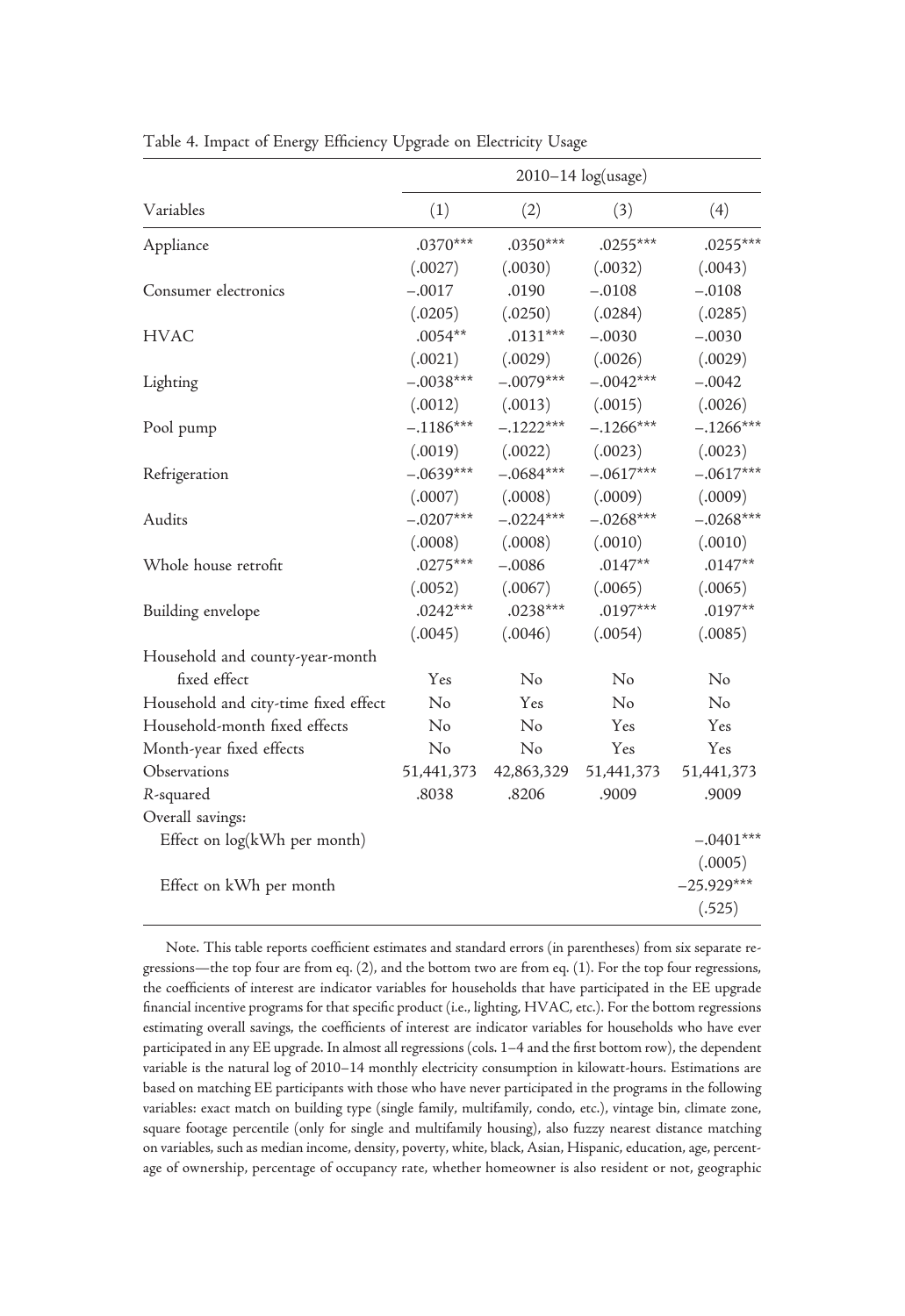Table 4. Impact of Energy Efficiency Upgrade on Electricity Usage

| | 2010–14 log(usage) | | | |
|---|---|---|---|---|
| Variables | (1) | (2) | (3) | (4) |
| Appliance | .0370*** | .0350*** | .0255*** | .0255*** |
| | (.0027) | (.0030) | (.0032) | (.0043) |
| Consumer electronics | −.0017 | .0190 | −.0108 | −.0108 |
| | (.0205) | (.0250) | (.0284) | (.0285) |
| HVAC | .0054** | .0131*** | −.0030 | −.0030 |
| | (.0021) | (.0029) | (.0026) | (.0029) |
| Lighting | −.0038*** | −.0079*** | −.0042*** | −.0042 |
| | (.0012) | (.0013) | (.0015) | (.0026) |
| Pool pump | −.1186*** | −.1222*** | −.1266*** | −.1266*** |
| | (.0019) | (.0022) | (.0023) | (.0023) |
| Refrigeration | −.0639*** | −.0684*** | −.0617*** | −.0617*** |
| | (.0007) | (.0008) | (.0009) | (.0009) |
| Audits | −.0207*** | −.0224*** | −.0268*** | −.0268*** |
| | (.0008) | (.0008) | (.0010) | (.0010) |
| Whole house retrofit | .0275*** | −.0086 | .0147** | .0147** |
| | (.0052) | (.0067) | (.0065) | (.0065) |
| Building envelope | .0242*** | .0238*** | .0197*** | .0197** |
| | (.0045) | (.0046) | (.0054) | (.0085) |
| Household and county-year-month fixed effect | Yes | No | No | No |
| Household and city-time fixed effect | No | Yes | No | No |
| Household-month fixed effects | No | No | Yes | Yes |
| Month-year fixed effects | No | No | Yes | Yes |
| Observations | 51,441,373 | 42,863,329 | 51,441,373 | 51,441,373 |
| *R*-squared | .8038 | .8206 | .9009 | .9009 |
| Overall savings: | | | | |
| Effect on log(kWh per month) | | | | −.0401*** |
| | | | | (.0005) |
| Effect on kWh per month | | | | −25.929*** |
| | | | | (.525) |

Note. This table reports coefficient estimates and standard errors (in parentheses) from six separate regressions—the top four are from eq. (2), and the bottom two are from eq. (1). For the top four regressions, the coefficients of interest are indicator variables for households that have participated in the EE upgrade financial incentive programs for that specific product (i.e., lighting, HVAC, etc.). For the bottom regressions estimating overall savings, the coefficients of interest are indicator variables for households who have ever participated in any EE upgrade. In almost all regressions (cols. 1–4 and the first bottom row), the dependent variable is the natural log of 2010–14 monthly electricity consumption in kilowatt-hours. Estimations are based on matching EE participants with those who have never participated in the programs in the following variables: exact match on building type (single family, multifamily, condo, etc.), vintage bin, climate zone, square footage percentile (only for single and multifamily housing), also fuzzy nearest distance matching on variables, such as median income, density, poverty, white, black, Asian, Hispanic, education, age, percentage of ownership, percentage of occupancy rate, whether homeowner is also resident or not, geographic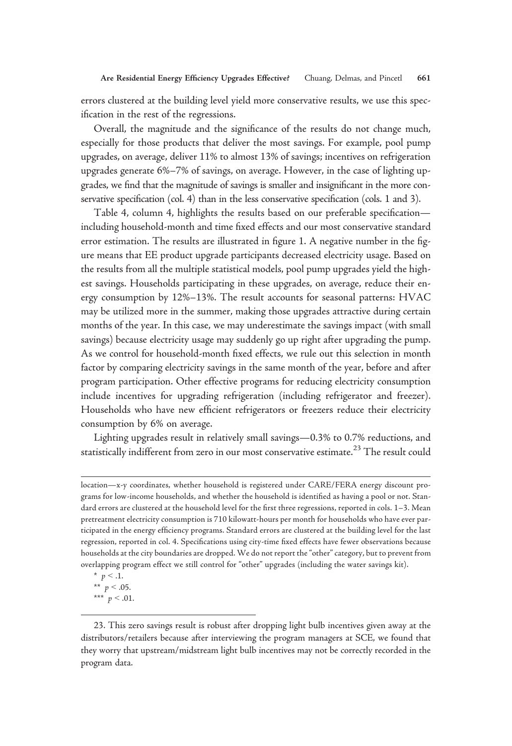errors clustered at the building level yield more conservative results, we use this specification in the rest of the regressions.

Overall, the magnitude and the significance of the results do not change much, especially for those products that deliver the most savings. For example, pool pump upgrades, on average, deliver 11% to almost 13% of savings; incentives on refrigeration upgrades generate 6%–7% of savings, on average. However, in the case of lighting upgrades, we find that the magnitude of savings is smaller and insignificant in the more conservative specification (col. 4) than in the less conservative specification (cols. 1 and 3).

Table 4, column 4, highlights the results based on our preferable specification—including household-month and time fixed effects and our most conservative standard error estimation. The results are illustrated in figure 1. A negative number in the figure means that EE product upgrade participants decreased electricity usage. Based on the results from all the multiple statistical models, pool pump upgrades yield the highest savings. Households participating in these upgrades, on average, reduce their energy consumption by 12%–13%. The result accounts for seasonal patterns: HVAC may be utilized more in the summer, making those upgrades attractive during certain months of the year. In this case, we may underestimate the savings impact (with small savings) because electricity usage may suddenly go up right after upgrading the pump. As we control for household-month fixed effects, we rule out this selection in month factor by comparing electricity savings in the same month of the year, before and after program participation. Other effective programs for reducing electricity consumption include incentives for upgrading refrigeration (including refrigerator and freezer). Households who have new efficient refrigerators or freezers reduce their electricity consumption by 6% on average.

Lighting upgrades result in relatively small savings—0.3% to 0.7% reductions, and statistically indifferent from zero in our most conservative estimate.[23] The result could

location—x-y coordinates, whether household is registered under CARE/FERA energy discount programs for low-income households, and whether the household is identified as having a pool or not. Standard errors are clustered at the household level for the first three regressions, reported in cols. 1–3. Mean pretreatment electricity consumption is 710 kilowatt-hours per month for households who have ever participated in the energy efficiency programs. Standard errors are clustered at the building level for the last regression, reported in col. 4. Specifications using city-time fixed effects have fewer observations because households at the city boundaries are dropped. We do not report the "other" category, but to prevent from overlapping program effect we still control for "other" upgrades (including the water savings kit).

\* $p < .1$.

\*\* $p < .05$.

\*\*\* $p < .01$.

23. This zero savings result is robust after dropping light bulb incentives given away at the distributors/retailers because after interviewing the program managers at SCE, we found that they worry that upstream/midstream light bulb incentives may not be correctly recorded in the program data.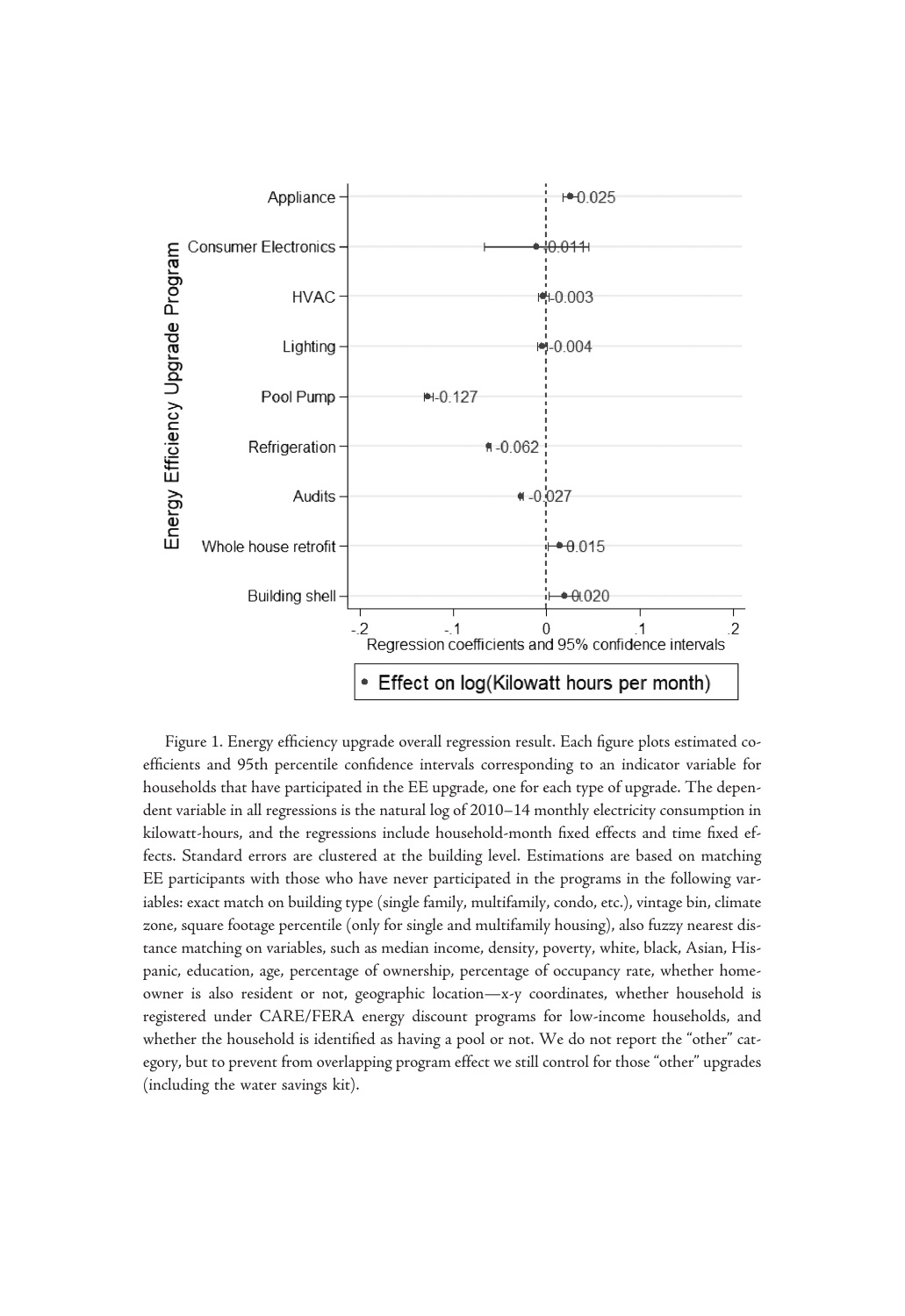Figure 1. Energy efficiency upgrade overall regression result. Each figure plots estimated coefficients and 95th percentile confidence intervals corresponding to an indicator variable for households that have participated in the EE upgrade, one for each type of upgrade. The dependent variable in all regressions is the natural log of 2010–14 monthly electricity consumption in kilowatt-hours, and the regressions include household-month fixed effects and time fixed effects. Standard errors are clustered at the building level. Estimations are based on matching EE participants with those who have never participated in the programs in the following variables: exact match on building type (single family, multifamily, condo, etc.), vintage bin, climate zone, square footage percentile (only for single and multifamily housing), also fuzzy nearest distance matching on variables, such as median income, density, poverty, white, black, Asian, Hispanic, education, age, percentage of ownership, percentage of occupancy rate, whether homeowner is also resident or not, geographic location—*x*-*y* coordinates, whether household is registered under CARE/FERA energy discount programs for low-income households, and whether the household is identified as having a pool or not. We do not report the "other" category, but to prevent from overlapping program effect we still control for those "other" upgrades (including the water savings kit).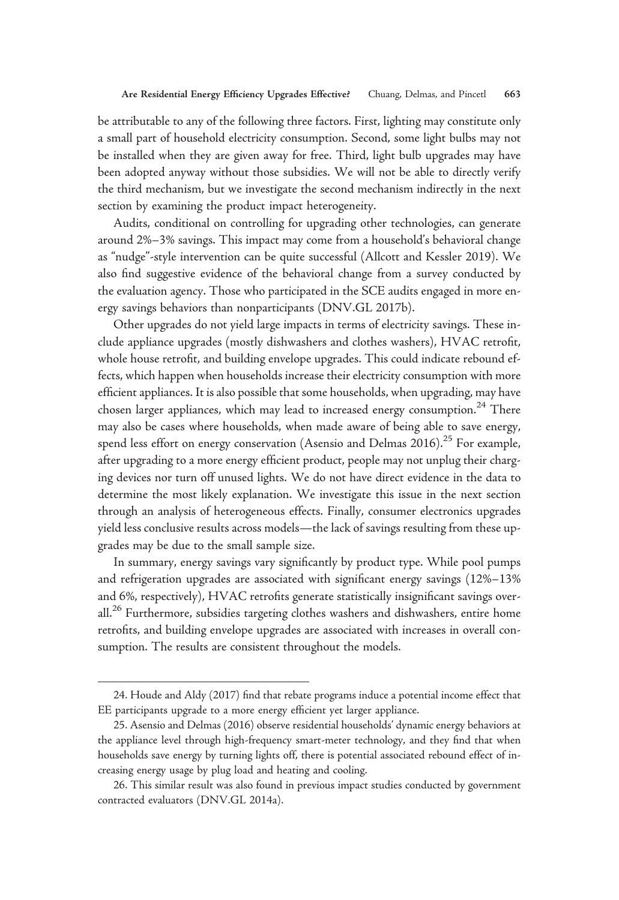be attributable to any of the following three factors. First, lighting may constitute only a small part of household electricity consumption. Second, some light bulbs may not be installed when they are given away for free. Third, light bulb upgrades may have been adopted anyway without those subsidies. We will not be able to directly verify the third mechanism, but we investigate the second mechanism indirectly in the next section by examining the product impact heterogeneity.

Audits, conditional on controlling for upgrading other technologies, can generate around 2%–3% savings. This impact may come from a household's behavioral change as "nudge"-style intervention can be quite successful (Allcott and Kessler 2019). We also find suggestive evidence of the behavioral change from a survey conducted by the evaluation agency. Those who participated in the SCE audits engaged in more energy savings behaviors than nonparticipants (DNV.GL 2017b).

Other upgrades do not yield large impacts in terms of electricity savings. These include appliance upgrades (mostly dishwashers and clothes washers), HVAC retrofit, whole house retrofit, and building envelope upgrades. This could indicate rebound effects, which happen when households increase their electricity consumption with more efficient appliances. It is also possible that some households, when upgrading, may have chosen larger appliances, which may lead to increased energy consumption.[24] There may also be cases where households, when made aware of being able to save energy, spend less effort on energy conservation (Asensio and Delmas 2016).[25] For example, after upgrading to a more energy efficient product, people may not unplug their charging devices nor turn off unused lights. We do not have direct evidence in the data to determine the most likely explanation. We investigate this issue in the next section through an analysis of heterogeneous effects. Finally, consumer electronics upgrades yield less conclusive results across models—the lack of savings resulting from these upgrades may be due to the small sample size.

In summary, energy savings vary significantly by product type. While pool pumps and refrigeration upgrades are associated with significant energy savings (12%–13% and 6%, respectively), HVAC retrofits generate statistically insignificant savings overall.[26] Furthermore, subsidies targeting clothes washers and dishwashers, entire home retrofits, and building envelope upgrades are associated with increases in overall consumption. The results are consistent throughout the models.

---

24. Houde and Aldy (2017) find that rebate programs induce a potential income effect that EE participants upgrade to a more energy efficient yet larger appliance.

25. Asensio and Delmas (2016) observe residential households' dynamic energy behaviors at the appliance level through high-frequency smart-meter technology, and they find that when households save energy by turning lights off, there is potential associated rebound effect of increasing energy usage by plug load and heating and cooling.

26. This similar result was also found in previous impact studies conducted by government contracted evaluators (DNV.GL 2014a).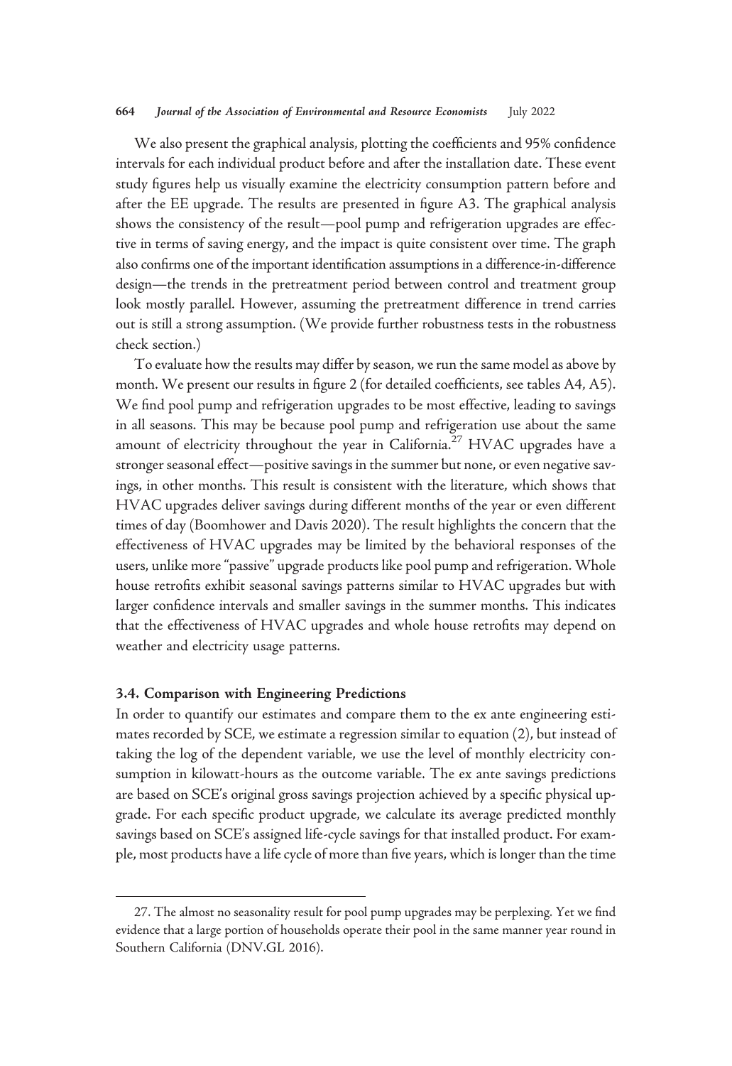We also present the graphical analysis, plotting the coefficients and 95% confidence intervals for each individual product before and after the installation date. These event study figures help us visually examine the electricity consumption pattern before and after the EE upgrade. The results are presented in figure A3. The graphical analysis shows the consistency of the result—pool pump and refrigeration upgrades are effective in terms of saving energy, and the impact is quite consistent over time. The graph also confirms one of the important identification assumptions in a difference-in-difference design—the trends in the pretreatment period between control and treatment group look mostly parallel. However, assuming the pretreatment difference in trend carries out is still a strong assumption. (We provide further robustness tests in the robustness check section.)

To evaluate how the results may differ by season, we run the same model as above by month. We present our results in figure 2 (for detailed coefficients, see tables A4, A5). We find pool pump and refrigeration upgrades to be most effective, leading to savings in all seasons. This may be because pool pump and refrigeration use about the same amount of electricity throughout the year in California.[27] HVAC upgrades have a stronger seasonal effect—positive savings in the summer but none, or even negative savings, in other months. This result is consistent with the literature, which shows that HVAC upgrades deliver savings during different months of the year or even different times of day (Boomhower and Davis 2020). The result highlights the concern that the effectiveness of HVAC upgrades may be limited by the behavioral responses of the users, unlike more "passive" upgrade products like pool pump and refrigeration. Whole house retrofits exhibit seasonal savings patterns similar to HVAC upgrades but with larger confidence intervals and smaller savings in the summer months. This indicates that the effectiveness of HVAC upgrades and whole house retrofits may depend on weather and electricity usage patterns.

### 3.4. Comparison with Engineering Predictions

In order to quantify our estimates and compare them to the ex ante engineering estimates recorded by SCE, we estimate a regression similar to equation (2), but instead of taking the log of the dependent variable, we use the level of monthly electricity consumption in kilowatt-hours as the outcome variable. The ex ante savings predictions are based on SCE's original gross savings projection achieved by a specific physical upgrade. For each specific product upgrade, we calculate its average predicted monthly savings based on SCE's assigned life-cycle savings for that installed product. For example, most products have a life cycle of more than five years, which is longer than the time

27. The almost no seasonality result for pool pump upgrades may be perplexing. Yet we find evidence that a large portion of households operate their pool in the same manner year round in Southern California (DNV.GL 2016).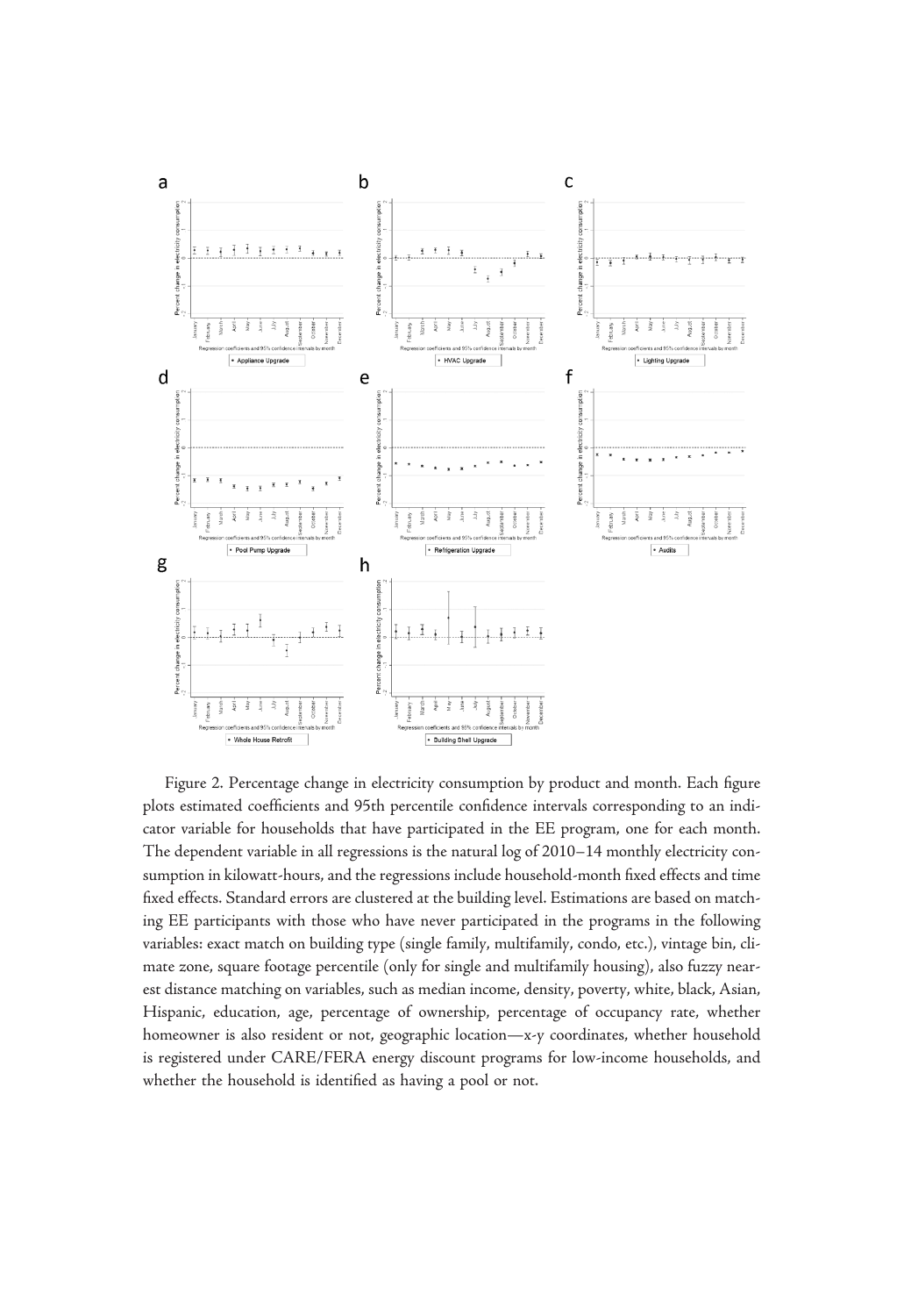Figure 2. Percentage change in electricity consumption by product and month. Each figure plots estimated coefficients and 95th percentile confidence intervals corresponding to an indicator variable for households that have participated in the EE program, one for each month. The dependent variable in all regressions is the natural log of 2010–14 monthly electricity consumption in kilowatt-hours, and the regressions include household-month fixed effects and time fixed effects. Standard errors are clustered at the building level. Estimations are based on matching EE participants with those who have never participated in the programs in the following variables: exact match on building type (single family, multifamily, condo, etc.), vintage bin, climate zone, square footage percentile (only for single and multifamily housing), also fuzzy nearest distance matching on variables, such as median income, density, poverty, white, black, Asian, Hispanic, education, age, percentage of ownership, percentage of occupancy rate, whether homeowner is also resident or not, geographic location—x-y coordinates, whether household is registered under CARE/FERA energy discount programs for low-income households, and whether the household is identified as having a pool or not.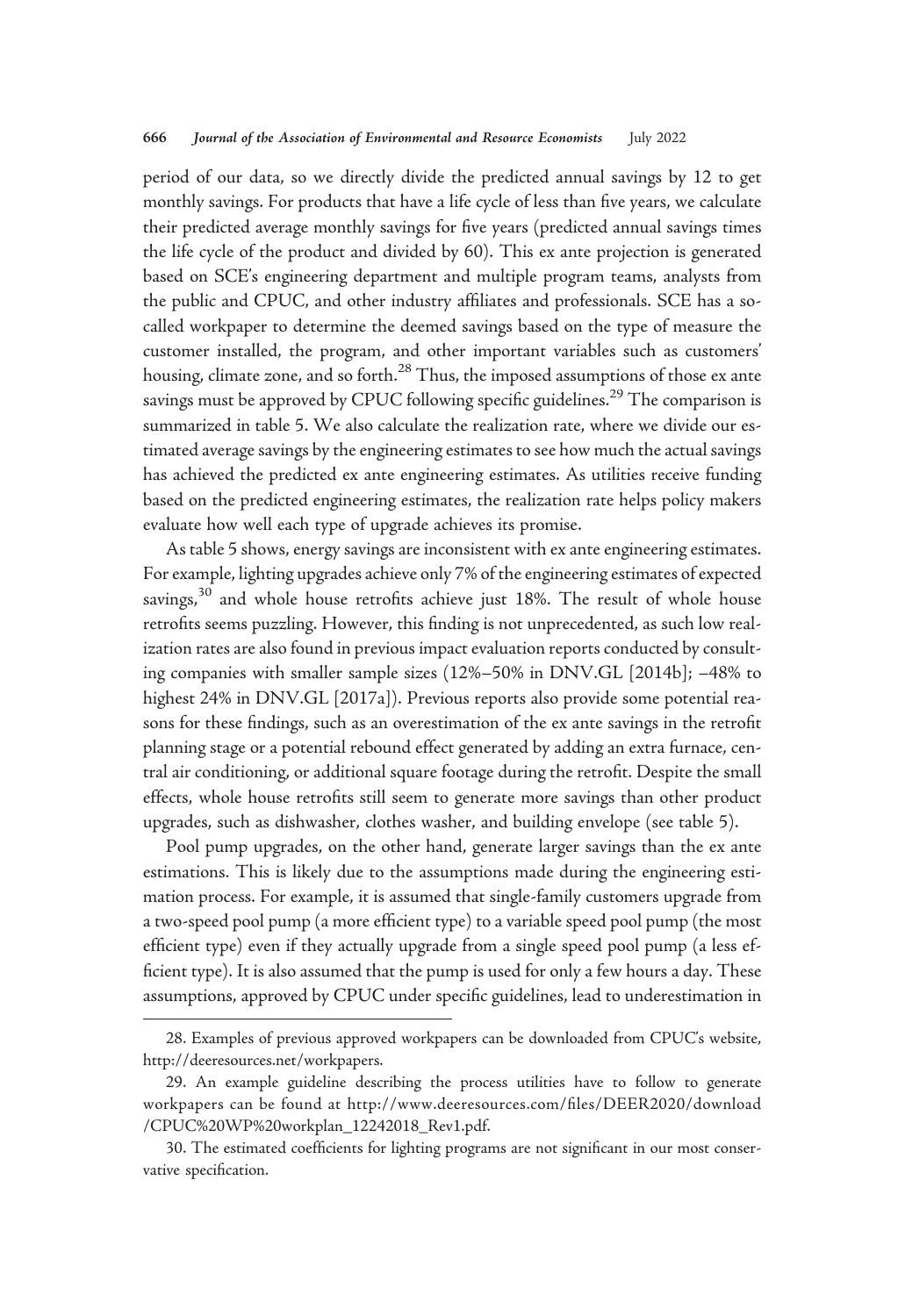period of our data, so we directly divide the predicted annual savings by 12 to get monthly savings. For products that have a life cycle of less than five years, we calculate their predicted average monthly savings for five years (predicted annual savings times the life cycle of the product and divided by 60). This ex ante projection is generated based on SCE's engineering department and multiple program teams, analysts from the public and CPUC, and other industry affiliates and professionals. SCE has a so-called workpaper to determine the deemed savings based on the type of measure the customer installed, the program, and other important variables such as customers' housing, climate zone, and so forth.[28] Thus, the imposed assumptions of those ex ante savings must be approved by CPUC following specific guidelines.[29] The comparison is summarized in table 5. We also calculate the realization rate, where we divide our estimated average savings by the engineering estimates to see how much the actual savings has achieved the predicted ex ante engineering estimates. As utilities receive funding based on the predicted engineering estimates, the realization rate helps policy makers evaluate how well each type of upgrade achieves its promise.

As table 5 shows, energy savings are inconsistent with ex ante engineering estimates. For example, lighting upgrades achieve only 7% of the engineering estimates of expected savings,[30] and whole house retrofits achieve just 18%. The result of whole house retrofits seems puzzling. However, this finding is not unprecedented, as such low realization rates are also found in previous impact evaluation reports conducted by consulting companies with smaller sample sizes (12%–50% in DNV.GL [2014b]; −48% to highest 24% in DNV.GL [2017a]). Previous reports also provide some potential reasons for these findings, such as an overestimation of the ex ante savings in the retrofit planning stage or a potential rebound effect generated by adding an extra furnace, central air conditioning, or additional square footage during the retrofit. Despite the small effects, whole house retrofits still seem to generate more savings than other product upgrades, such as dishwasher, clothes washer, and building envelope (see table 5).

Pool pump upgrades, on the other hand, generate larger savings than the ex ante estimations. This is likely due to the assumptions made during the engineering estimation process. For example, it is assumed that single-family customers upgrade from a two-speed pool pump (a more efficient type) to a variable speed pool pump (the most efficient type) even if they actually upgrade from a single speed pool pump (a less efficient type). It is also assumed that the pump is used for only a few hours a day. These assumptions, approved by CPUC under specific guidelines, lead to underestimation in

---

28. Examples of previous approved workpapers can be downloaded from CPUC's website, http://deeresources.net/workpapers.

29. An example guideline describing the process utilities have to follow to generate workpapers can be found at http://www.deeresources.com/files/DEER2020/download/CPUC%20WP%20workplan_12242018_Rev1.pdf.

30. The estimated coefficients for lighting programs are not significant in our most conservative specification.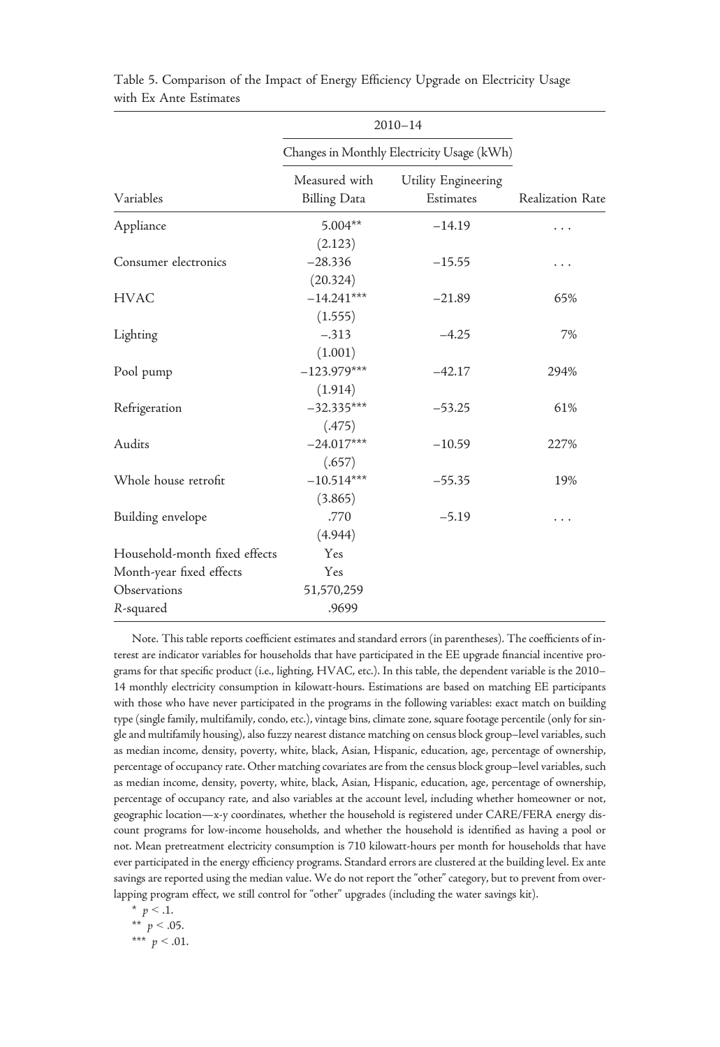Table 5. Comparison of the Impact of Energy Efficiency Upgrade on Electricity Usage with Ex Ante Estimates

| | 2010–14 | | |
|---|---|---|---|
| | Changes in Monthly Electricity Usage (kWh) | | |
| Variables | Measured with Billing Data | Utility Engineering Estimates | Realization Rate |
| Appliance | 5.004** | −14.19 | . . . |
| | (2.123) | | |
| Consumer electronics | −28.336 | −15.55 | . . . |
| | (20.324) | | |
| HVAC | −14.241*** | −21.89 | 65% |
| | (1.555) | | |
| Lighting | −.313 | −4.25 | 7% |
| | (1.001) | | |
| Pool pump | −123.979*** | −42.17 | 294% |
| | (1.914) | | |
| Refrigeration | −32.335*** | −53.25 | 61% |
| | (.475) | | |
| Audits | −24.017*** | −10.59 | 227% |
| | (.657) | | |
| Whole house retrofit | −10.514*** | −55.35 | 19% |
| | (3.865) | | |
| Building envelope | .770 | −5.19 | . . . |
| | (4.944) | | |
| Household-month fixed effects | Yes | | |
| Month-year fixed effects | Yes | | |
| Observations | 51,570,259 | | |
| *R*-squared | .9699 | | |

Note. This table reports coefficient estimates and standard errors (in parentheses). The coefficients of interest are indicator variables for households that have participated in the EE upgrade financial incentive programs for that specific product (i.e., lighting, HVAC, etc.). In this table, the dependent variable is the 2010–14 monthly electricity consumption in kilowatt-hours. Estimations are based on matching EE participants with those who have never participated in the programs in the following variables: exact match on building type (single family, multifamily, condo, etc.), vintage bins, climate zone, square footage percentile (only for single and multifamily housing), also fuzzy nearest distance matching on census block group–level variables, such as median income, density, poverty, white, black, Asian, Hispanic, education, age, percentage of ownership, percentage of occupancy rate. Other matching covariates are from the census block group–level variables, such as median income, density, poverty, white, black, Asian, Hispanic, education, age, percentage of ownership, percentage of occupancy rate, and also variables at the account level, including whether homeowner or not, geographic location—x-y coordinates, whether the household is registered under CARE/FERA energy discount programs for low-income households, and whether the household is identified as having a pool or not. Mean pretreatment electricity consumption is 710 kilowatt-hours per month for households that have ever participated in the energy efficiency programs. Standard errors are clustered at the building level. Ex ante savings are reported using the median value. We do not report the "other" category, but to prevent from overlapping program effect, we still control for "other" upgrades (including the water savings kit).

\* $p < .1$.

\*\* $p < .05$.

\*\*\* $p < .01$.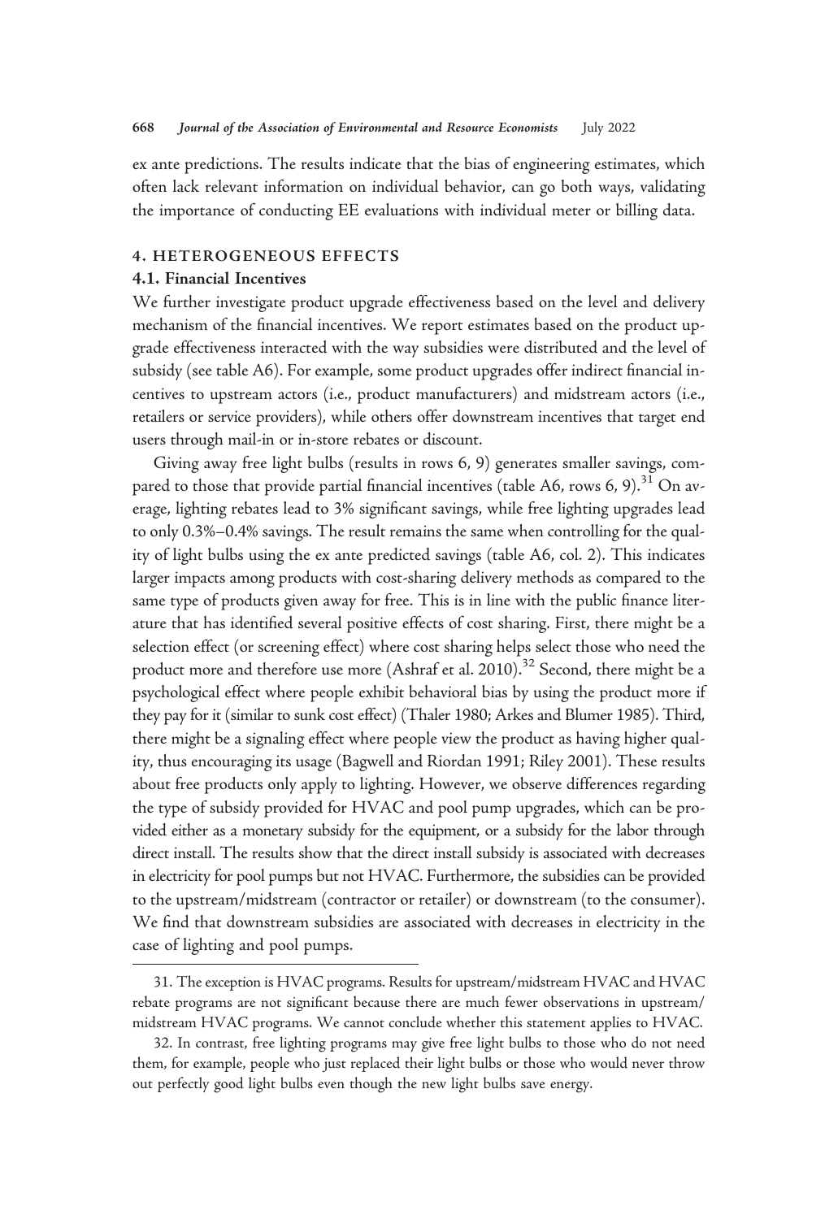ex ante predictions. The results indicate that the bias of engineering estimates, which often lack relevant information on individual behavior, can go both ways, validating the importance of conducting EE evaluations with individual meter or billing data.

## 4. HETEROGENEOUS EFFECTS

### 4.1. Financial Incentives

We further investigate product upgrade effectiveness based on the level and delivery mechanism of the financial incentives. We report estimates based on the product upgrade effectiveness interacted with the way subsidies were distributed and the level of subsidy (see table A6). For example, some product upgrades offer indirect financial incentives to upstream actors (i.e., product manufacturers) and midstream actors (i.e., retailers or service providers), while others offer downstream incentives that target end users through mail-in or in-store rebates or discount.

Giving away free light bulbs (results in rows 6, 9) generates smaller savings, compared to those that provide partial financial incentives (table A6, rows 6, 9).[31] On average, lighting rebates lead to 3% significant savings, while free lighting upgrades lead to only 0.3%–0.4% savings. The result remains the same when controlling for the quality of light bulbs using the ex ante predicted savings (table A6, col. 2). This indicates larger impacts among products with cost-sharing delivery methods as compared to the same type of products given away for free. This is in line with the public finance literature that has identified several positive effects of cost sharing. First, there might be a selection effect (or screening effect) where cost sharing helps select those who need the product more and therefore use more (Ashraf et al. 2010).[32] Second, there might be a psychological effect where people exhibit behavioral bias by using the product more if they pay for it (similar to sunk cost effect) (Thaler 1980; Arkes and Blumer 1985). Third, there might be a signaling effect where people view the product as having higher quality, thus encouraging its usage (Bagwell and Riordan 1991; Riley 2001). These results about free products only apply to lighting. However, we observe differences regarding the type of subsidy provided for HVAC and pool pump upgrades, which can be provided either as a monetary subsidy for the equipment, or a subsidy for the labor through direct install. The results show that the direct install subsidy is associated with decreases in electricity for pool pumps but not HVAC. Furthermore, the subsidies can be provided to the upstream/midstream (contractor or retailer) or downstream (to the consumer). We find that downstream subsidies are associated with decreases in electricity in the case of lighting and pool pumps.

31. The exception is HVAC programs. Results for upstream/midstream HVAC and HVAC rebate programs are not significant because there are much fewer observations in upstream/midstream HVAC programs. We cannot conclude whether this statement applies to HVAC.

32. In contrast, free lighting programs may give free light bulbs to those who do not need them, for example, people who just replaced their light bulbs or those who would never throw out perfectly good light bulbs even though the new light bulbs save energy.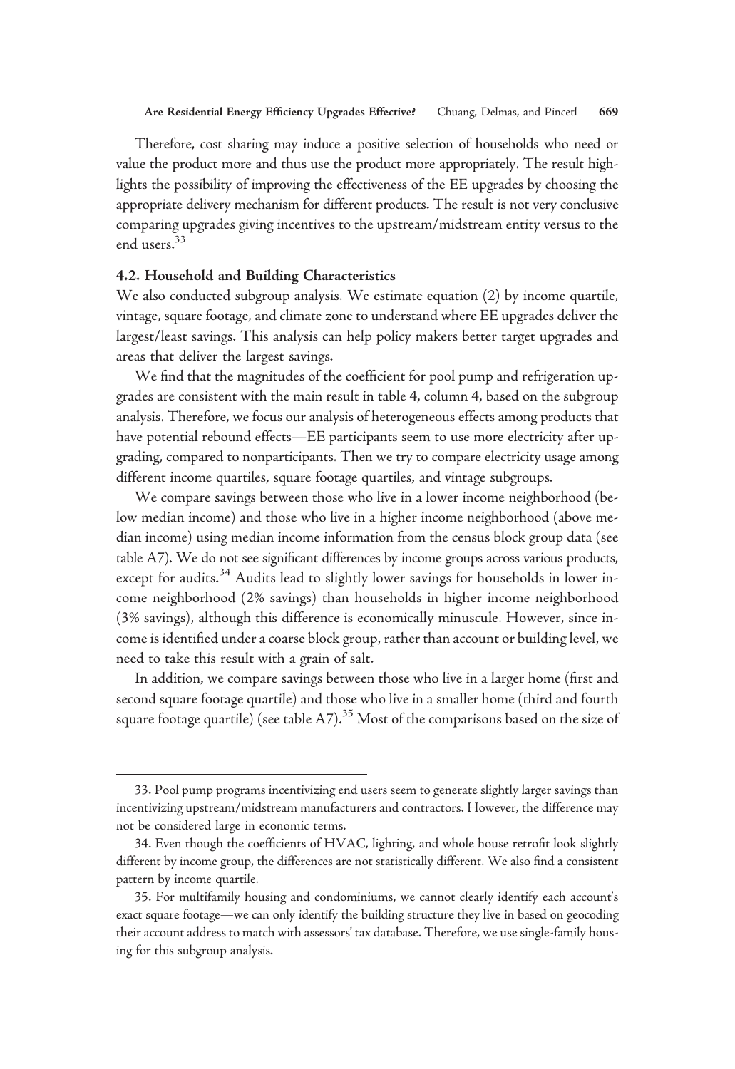Therefore, cost sharing may induce a positive selection of households who need or value the product more and thus use the product more appropriately. The result highlights the possibility of improving the effectiveness of the EE upgrades by choosing the appropriate delivery mechanism for different products. The result is not very conclusive comparing upgrades giving incentives to the upstream/midstream entity versus to the end users.[33]

### 4.2. Household and Building Characteristics

We also conducted subgroup analysis. We estimate equation (2) by income quartile, vintage, square footage, and climate zone to understand where EE upgrades deliver the largest/least savings. This analysis can help policy makers better target upgrades and areas that deliver the largest savings.

We find that the magnitudes of the coefficient for pool pump and refrigeration upgrades are consistent with the main result in table 4, column 4, based on the subgroup analysis. Therefore, we focus our analysis of heterogeneous effects among products that have potential rebound effects—EE participants seem to use more electricity after upgrading, compared to nonparticipants. Then we try to compare electricity usage among different income quartiles, square footage quartiles, and vintage subgroups.

We compare savings between those who live in a lower income neighborhood (below median income) and those who live in a higher income neighborhood (above median income) using median income information from the census block group data (see table A7). We do not see significant differences by income groups across various products, except for audits.[34] Audits lead to slightly lower savings for households in lower income neighborhood (2% savings) than households in higher income neighborhood (3% savings), although this difference is economically minuscule. However, since income is identified under a coarse block group, rather than account or building level, we need to take this result with a grain of salt.

In addition, we compare savings between those who live in a larger home (first and second square footage quartile) and those who live in a smaller home (third and fourth square footage quartile) (see table A7).[35] Most of the comparisons based on the size of

33. Pool pump programs incentivizing end users seem to generate slightly larger savings than incentivizing upstream/midstream manufacturers and contractors. However, the difference may not be considered large in economic terms.

34. Even though the coefficients of HVAC, lighting, and whole house retrofit look slightly different by income group, the differences are not statistically different. We also find a consistent pattern by income quartile.

35. For multifamily housing and condominiums, we cannot clearly identify each account's exact square footage—we can only identify the building structure they live in based on geocoding their account address to match with assessors' tax database. Therefore, we use single-family housing for this subgroup analysis.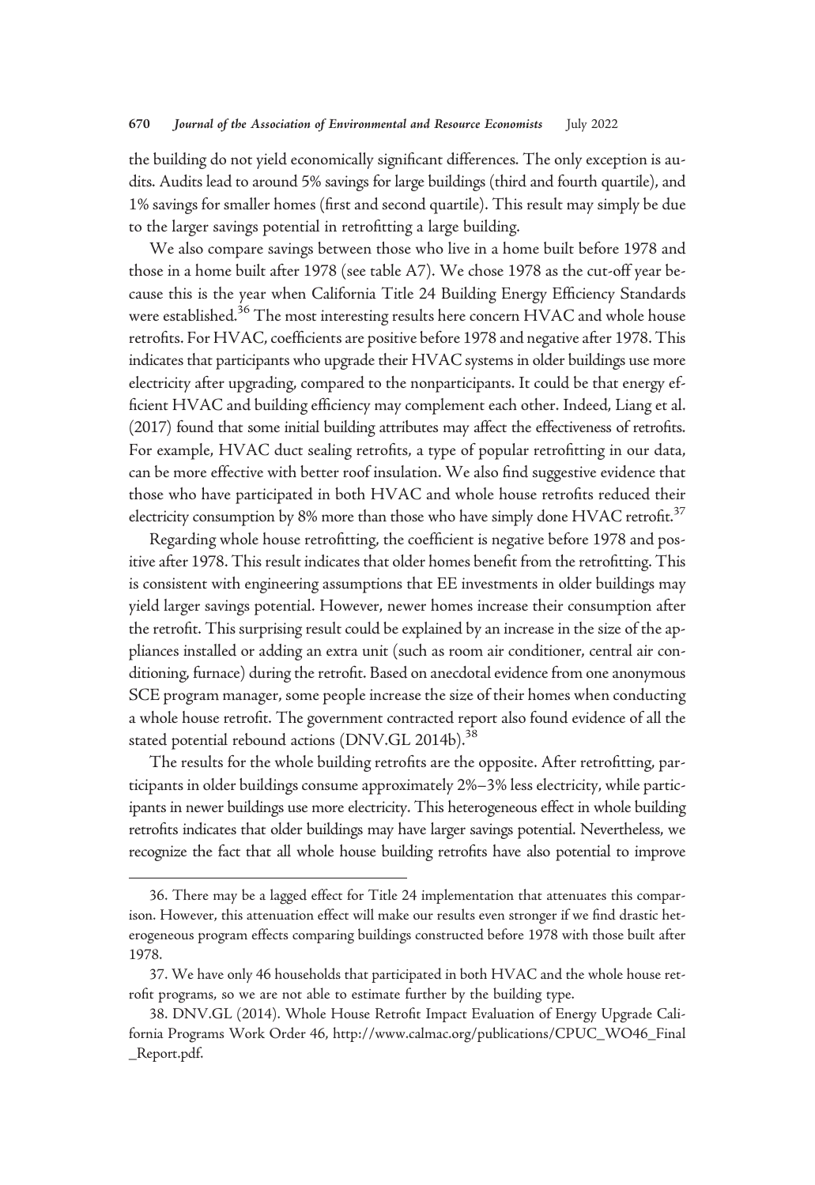the building do not yield economically significant differences. The only exception is audits. Audits lead to around 5% savings for large buildings (third and fourth quartile), and 1% savings for smaller homes (first and second quartile). This result may simply be due to the larger savings potential in retrofitting a large building.

We also compare savings between those who live in a home built before 1978 and those in a home built after 1978 (see table A7). We chose 1978 as the cut-off year because this is the year when California Title 24 Building Energy Efficiency Standards were established.[36] The most interesting results here concern HVAC and whole house retrofits. For HVAC, coefficients are positive before 1978 and negative after 1978. This indicates that participants who upgrade their HVAC systems in older buildings use more electricity after upgrading, compared to the nonparticipants. It could be that energy efficient HVAC and building efficiency may complement each other. Indeed, Liang et al. (2017) found that some initial building attributes may affect the effectiveness of retrofits. For example, HVAC duct sealing retrofits, a type of popular retrofitting in our data, can be more effective with better roof insulation. We also find suggestive evidence that those who have participated in both HVAC and whole house retrofits reduced their electricity consumption by 8% more than those who have simply done HVAC retrofit.[37]

Regarding whole house retrofitting, the coefficient is negative before 1978 and positive after 1978. This result indicates that older homes benefit from the retrofitting. This is consistent with engineering assumptions that EE investments in older buildings may yield larger savings potential. However, newer homes increase their consumption after the retrofit. This surprising result could be explained by an increase in the size of the appliances installed or adding an extra unit (such as room air conditioner, central air conditioning, furnace) during the retrofit. Based on anecdotal evidence from one anonymous SCE program manager, some people increase the size of their homes when conducting a whole house retrofit. The government contracted report also found evidence of all the stated potential rebound actions (DNV.GL 2014b).[38]

The results for the whole building retrofits are the opposite. After retrofitting, participants in older buildings consume approximately 2%–3% less electricity, while participants in newer buildings use more electricity. This heterogeneous effect in whole building retrofits indicates that older buildings may have larger savings potential. Nevertheless, we recognize the fact that all whole house building retrofits have also potential to improve

---

36. There may be a lagged effect for Title 24 implementation that attenuates this comparison. However, this attenuation effect will make our results even stronger if we find drastic heterogeneous program effects comparing buildings constructed before 1978 with those built after 1978.

37. We have only 46 households that participated in both HVAC and the whole house retrofit programs, so we are not able to estimate further by the building type.

38. DNV.GL (2014). Whole House Retrofit Impact Evaluation of Energy Upgrade California Programs Work Order 46, http://www.calmac.org/publications/CPUC_WO46_Final_Report.pdf.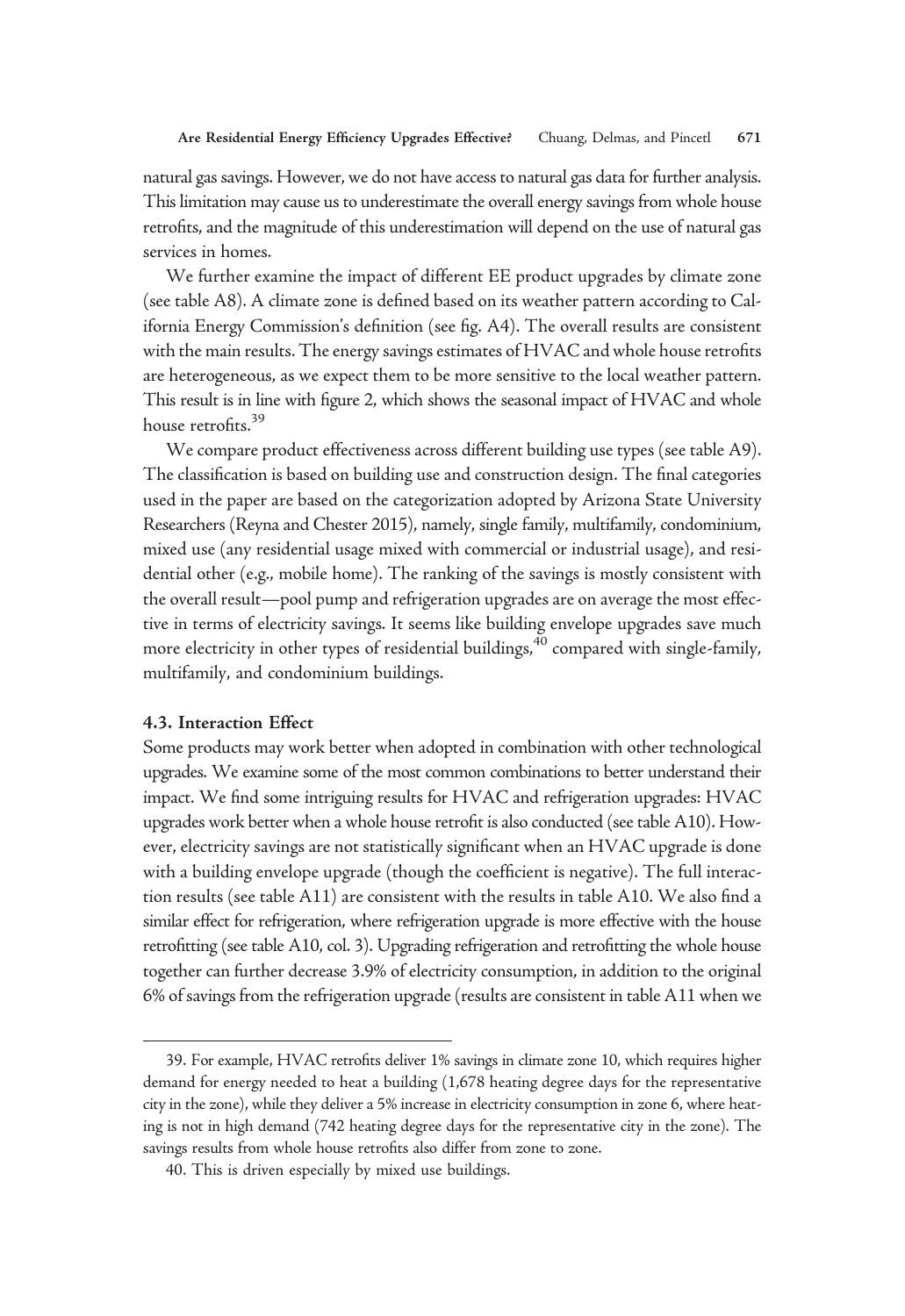natural gas savings. However, we do not have access to natural gas data for further analysis. This limitation may cause us to underestimate the overall energy savings from whole house retrofits, and the magnitude of this underestimation will depend on the use of natural gas services in homes.

We further examine the impact of different EE product upgrades by climate zone (see table A8). A climate zone is defined based on its weather pattern according to California Energy Commission's definition (see fig. A4). The overall results are consistent with the main results. The energy savings estimates of HVAC and whole house retrofits are heterogeneous, as we expect them to be more sensitive to the local weather pattern. This result is in line with figure 2, which shows the seasonal impact of HVAC and whole house retrofits.[39]

We compare product effectiveness across different building use types (see table A9). The classification is based on building use and construction design. The final categories used in the paper are based on the categorization adopted by Arizona State University Researchers (Reyna and Chester 2015), namely, single family, multifamily, condominium, mixed use (any residential usage mixed with commercial or industrial usage), and residential other (e.g., mobile home). The ranking of the savings is mostly consistent with the overall result—pool pump and refrigeration upgrades are on average the most effective in terms of electricity savings. It seems like building envelope upgrades save much more electricity in other types of residential buildings,[40] compared with single-family, multifamily, and condominium buildings.

### 4.3. Interaction Effect

Some products may work better when adopted in combination with other technological upgrades. We examine some of the most common combinations to better understand their impact. We find some intriguing results for HVAC and refrigeration upgrades: HVAC upgrades work better when a whole house retrofit is also conducted (see table A10). However, electricity savings are not statistically significant when an HVAC upgrade is done with a building envelope upgrade (though the coefficient is negative). The full interaction results (see table A11) are consistent with the results in table A10. We also find a similar effect for refrigeration, where refrigeration upgrade is more effective with the house retrofitting (see table A10, col. 3). Upgrading refrigeration and retrofitting the whole house together can further decrease 3.9% of electricity consumption, in addition to the original 6% of savings from the refrigeration upgrade (results are consistent in table A11 when we

39. For example, HVAC retrofits deliver 1% savings in climate zone 10, which requires higher demand for energy needed to heat a building (1,678 heating degree days for the representative city in the zone), while they deliver a 5% increase in electricity consumption in zone 6, where heating is not in high demand (742 heating degree days for the representative city in the zone). The savings results from whole house retrofits also differ from zone to zone.

40. This is driven especially by mixed use buildings.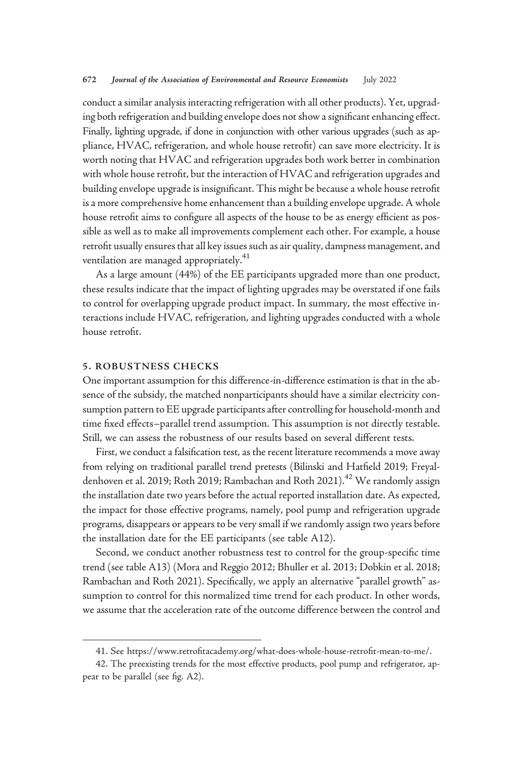conduct a similar analysis interacting refrigeration with all other products). Yet, upgrading both refrigeration and building envelope does not show a significant enhancing effect. Finally, lighting upgrade, if done in conjunction with other various upgrades (such as appliance, HVAC, refrigeration, and whole house retrofit) can save more electricity. It is worth noting that HVAC and refrigeration upgrades both work better in combination with whole house retrofit, but the interaction of HVAC and refrigeration upgrades and building envelope upgrade is insignificant. This might be because a whole house retrofit is a more comprehensive home enhancement than a building envelope upgrade. A whole house retrofit aims to configure all aspects of the house to be as energy efficient as possible as well as to make all improvements complement each other. For example, a house retrofit usually ensures that all key issues such as air quality, dampness management, and ventilation are managed appropriately.[41]

As a large amount (44%) of the EE participants upgraded more than one product, these results indicate that the impact of lighting upgrades may be overstated if one fails to control for overlapping upgrade product impact. In summary, the most effective interactions include HVAC, refrigeration, and lighting upgrades conducted with a whole house retrofit.

## 5. ROBUSTNESS CHECKS

One important assumption for this difference-in-difference estimation is that in the absence of the subsidy, the matched nonparticipants should have a similar electricity consumption pattern to EE upgrade participants after controlling for household-month and time fixed effects–parallel trend assumption. This assumption is not directly testable. Still, we can assess the robustness of our results based on several different tests.

First, we conduct a falsification test, as the recent literature recommends a move away from relying on traditional parallel trend pretests (Bilinski and Hatfield 2019; Freyaldenhoven et al. 2019; Roth 2019; Rambachan and Roth 2021).[42] We randomly assign the installation date two years before the actual reported installation date. As expected, the impact for those effective programs, namely, pool pump and refrigeration upgrade programs, disappears or appears to be very small if we randomly assign two years before the installation date for the EE participants (see table A12).

Second, we conduct another robustness test to control for the group-specific time trend (see table A13) (Mora and Reggio 2012; Bhuller et al. 2013; Dobkin et al. 2018; Rambachan and Roth 2021). Specifically, we apply an alternative "parallel growth" assumption to control for this normalized time trend for each product. In other words, we assume that the acceleration rate of the outcome difference between the control and

41. See https://www.retrofitacademy.org/what-does-whole-house-retrofit-mean-to-me/.

42. The preexisting trends for the most effective products, pool pump and refrigerator, appear to be parallel (see fig. A2).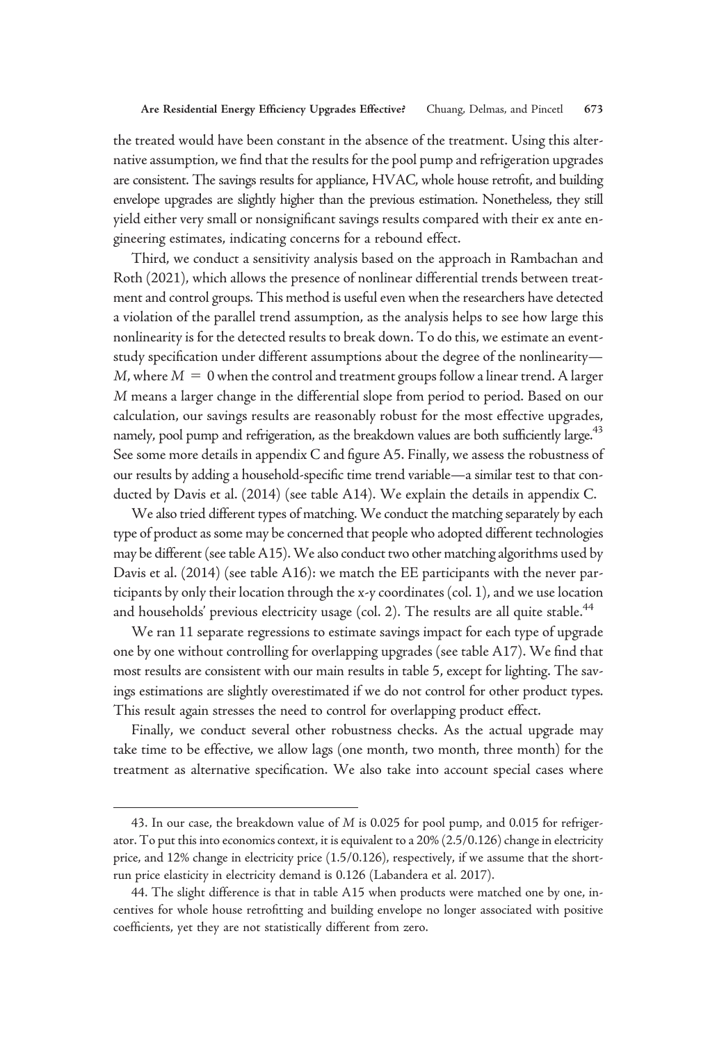the treated would have been constant in the absence of the treatment. Using this alternative assumption, we find that the results for the pool pump and refrigeration upgrades are consistent. The savings results for appliance, HVAC, whole house retrofit, and building envelope upgrades are slightly higher than the previous estimation. Nonetheless, they still yield either very small or nonsignificant savings results compared with their ex ante engineering estimates, indicating concerns for a rebound effect.

Third, we conduct a sensitivity analysis based on the approach in Rambachan and Roth (2021), which allows the presence of nonlinear differential trends between treatment and control groups. This method is useful even when the researchers have detected a violation of the parallel trend assumption, as the analysis helps to see how large this nonlinearity is for the detected results to break down. To do this, we estimate an event-study specification under different assumptions about the degree of the nonlinearity—$M$, where $M = 0$ when the control and treatment groups follow a linear trend. A larger $M$ means a larger change in the differential slope from period to period. Based on our calculation, our savings results are reasonably robust for the most effective upgrades, namely, pool pump and refrigeration, as the breakdown values are both sufficiently large.[43] See some more details in appendix C and figure A5. Finally, we assess the robustness of our results by adding a household-specific time trend variable—a similar test to that conducted by Davis et al. (2014) (see table A14). We explain the details in appendix C.

We also tried different types of matching. We conduct the matching separately by each type of product as some may be concerned that people who adopted different technologies may be different (see table A15). We also conduct two other matching algorithms used by Davis et al. (2014) (see table A16): we match the EE participants with the never participants by only their location through the *x*-*y* coordinates (col. 1), and we use location and households' previous electricity usage (col. 2). The results are all quite stable.[44]

We ran 11 separate regressions to estimate savings impact for each type of upgrade one by one without controlling for overlapping upgrades (see table A17). We find that most results are consistent with our main results in table 5, except for lighting. The savings estimations are slightly overestimated if we do not control for other product types. This result again stresses the need to control for overlapping product effect.

Finally, we conduct several other robustness checks. As the actual upgrade may take time to be effective, we allow lags (one month, two month, three month) for the treatment as alternative specification. We also take into account special cases where

---

43. In our case, the breakdown value of $M$ is 0.025 for pool pump, and 0.015 for refrigerator. To put this into economics context, it is equivalent to a 20% (2.5/0.126) change in electricity price, and 12% change in electricity price (1.5/0.126), respectively, if we assume that the short-run price elasticity in electricity demand is 0.126 (Labandera et al. 2017).

44. The slight difference is that in table A15 when products were matched one by one, incentives for whole house retrofitting and building envelope no longer associated with positive coefficients, yet they are not statistically different from zero.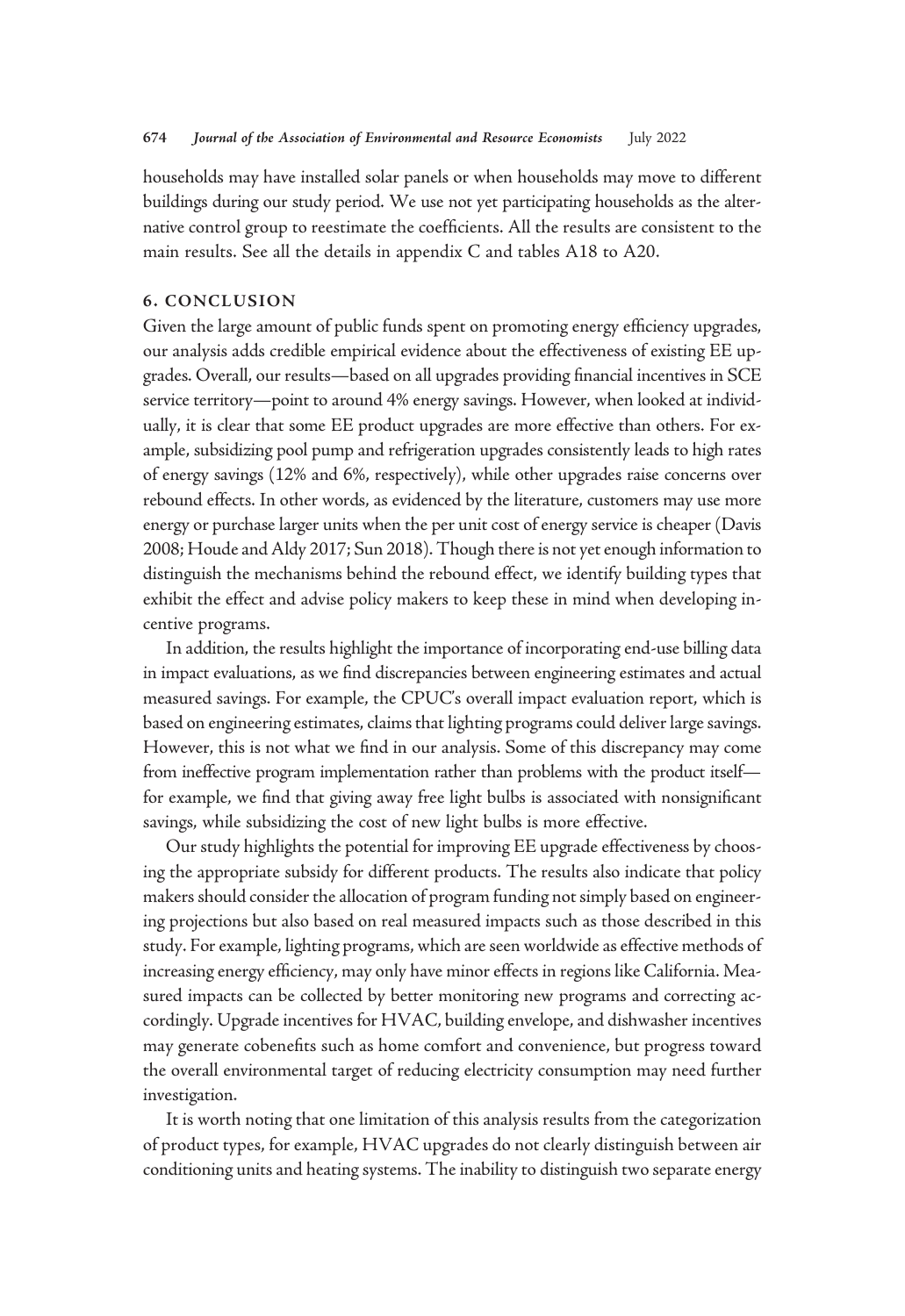households may have installed solar panels or when households may move to different buildings during our study period. We use not yet participating households as the alternative control group to reestimate the coefficients. All the results are consistent to the main results. See all the details in appendix C and tables A18 to A20.

## 6. CONCLUSION

Given the large amount of public funds spent on promoting energy efficiency upgrades, our analysis adds credible empirical evidence about the effectiveness of existing EE upgrades. Overall, our results—based on all upgrades providing financial incentives in SCE service territory—point to around 4% energy savings. However, when looked at individually, it is clear that some EE product upgrades are more effective than others. For example, subsidizing pool pump and refrigeration upgrades consistently leads to high rates of energy savings (12% and 6%, respectively), while other upgrades raise concerns over rebound effects. In other words, as evidenced by the literature, customers may use more energy or purchase larger units when the per unit cost of energy service is cheaper (Davis 2008; Houde and Aldy 2017; Sun 2018). Though there is not yet enough information to distinguish the mechanisms behind the rebound effect, we identify building types that exhibit the effect and advise policy makers to keep these in mind when developing incentive programs.

In addition, the results highlight the importance of incorporating end-use billing data in impact evaluations, as we find discrepancies between engineering estimates and actual measured savings. For example, the CPUC's overall impact evaluation report, which is based on engineering estimates, claims that lighting programs could deliver large savings. However, this is not what we find in our analysis. Some of this discrepancy may come from ineffective program implementation rather than problems with the product itself—for example, we find that giving away free light bulbs is associated with nonsignificant savings, while subsidizing the cost of new light bulbs is more effective.

Our study highlights the potential for improving EE upgrade effectiveness by choosing the appropriate subsidy for different products. The results also indicate that policy makers should consider the allocation of program funding not simply based on engineering projections but also based on real measured impacts such as those described in this study. For example, lighting programs, which are seen worldwide as effective methods of increasing energy efficiency, may only have minor effects in regions like California. Measured impacts can be collected by better monitoring new programs and correcting accordingly. Upgrade incentives for HVAC, building envelope, and dishwasher incentives may generate cobenefits such as home comfort and convenience, but progress toward the overall environmental target of reducing electricity consumption may need further investigation.

It is worth noting that one limitation of this analysis results from the categorization of product types, for example, HVAC upgrades do not clearly distinguish between air conditioning units and heating systems. The inability to distinguish two separate energy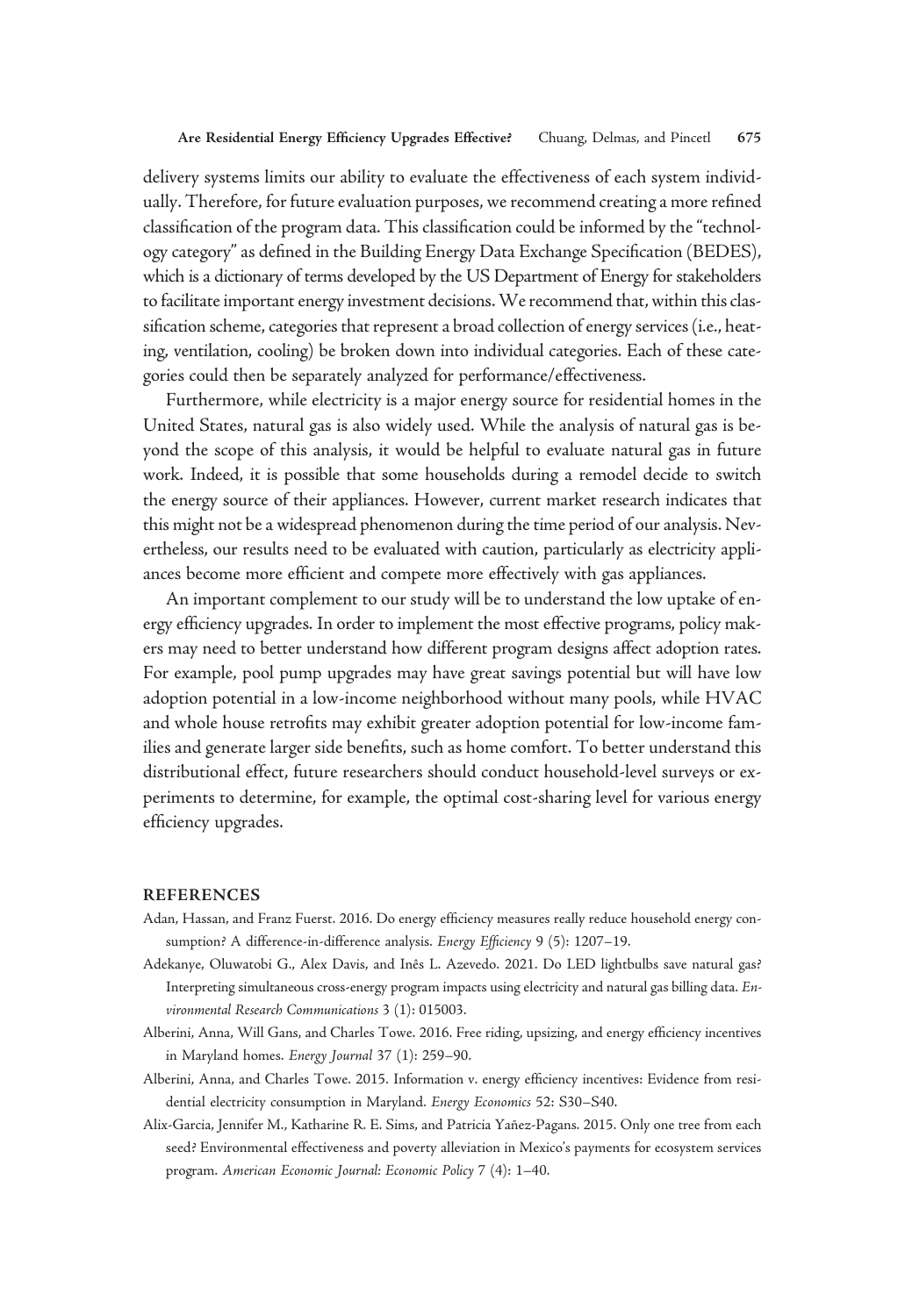delivery systems limits our ability to evaluate the effectiveness of each system individually. Therefore, for future evaluation purposes, we recommend creating a more refined classification of the program data. This classification could be informed by the "technology category" as defined in the Building Energy Data Exchange Specification (BEDES), which is a dictionary of terms developed by the US Department of Energy for stakeholders to facilitate important energy investment decisions. We recommend that, within this classification scheme, categories that represent a broad collection of energy services (i.e., heating, ventilation, cooling) be broken down into individual categories. Each of these categories could then be separately analyzed for performance/effectiveness.

Furthermore, while electricity is a major energy source for residential homes in the United States, natural gas is also widely used. While the analysis of natural gas is beyond the scope of this analysis, it would be helpful to evaluate natural gas in future work. Indeed, it is possible that some households during a remodel decide to switch the energy source of their appliances. However, current market research indicates that this might not be a widespread phenomenon during the time period of our analysis. Nevertheless, our results need to be evaluated with caution, particularly as electricity appliances become more efficient and compete more effectively with gas appliances.

An important complement to our study will be to understand the low uptake of energy efficiency upgrades. In order to implement the most effective programs, policy makers may need to better understand how different program designs affect adoption rates. For example, pool pump upgrades may have great savings potential but will have low adoption potential in a low-income neighborhood without many pools, while HVAC and whole house retrofits may exhibit greater adoption potential for low-income families and generate larger side benefits, such as home comfort. To better understand this distributional effect, future researchers should conduct household-level surveys or experiments to determine, for example, the optimal cost-sharing level for various energy efficiency upgrades.

## REFERENCES

Adan, Hassan, and Franz Fuerst. 2016. Do energy efficiency measures really reduce household energy consumption? A difference-in-difference analysis. *Energy Efficiency* 9 (5): 1207–19.

Adekanye, Oluwatobi G., Alex Davis, and Inês L. Azevedo. 2021. Do LED lightbulbs save natural gas? Interpreting simultaneous cross-energy program impacts using electricity and natural gas billing data. *Environmental Research Communications* 3 (1): 015003.

Alberini, Anna, Will Gans, and Charles Towe. 2016. Free riding, upsizing, and energy efficiency incentives in Maryland homes. *Energy Journal* 37 (1): 259–90.

Alberini, Anna, and Charles Towe. 2015. Information v. energy efficiency incentives: Evidence from residential electricity consumption in Maryland. *Energy Economics* 52: S30–S40.

Alix-Garcia, Jennifer M., Katharine R. E. Sims, and Patricia Yañez-Pagans. 2015. Only one tree from each seed? Environmental effectiveness and poverty alleviation in Mexico's payments for ecosystem services program. *American Economic Journal: Economic Policy* 7 (4): 1–40.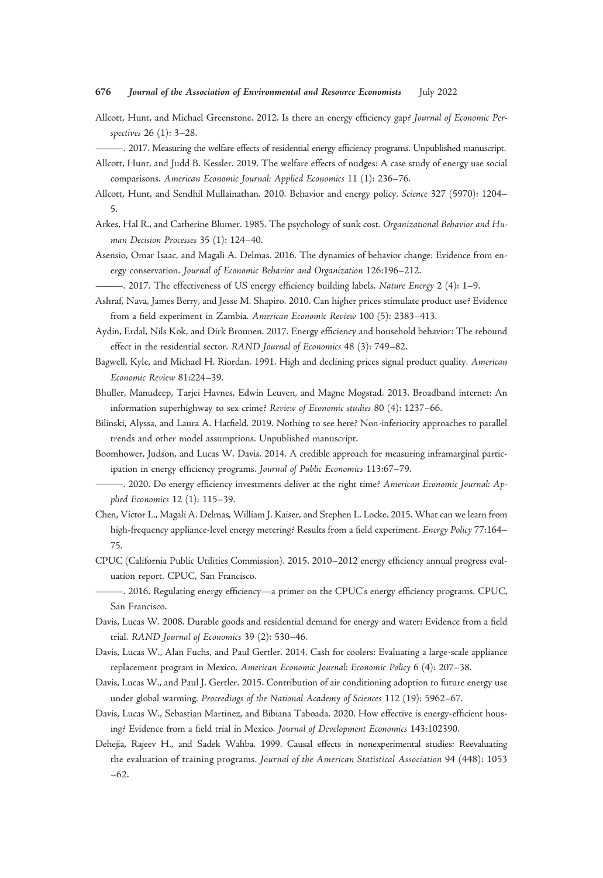Allcott, Hunt, and Michael Greenstone. 2012. Is there an energy efficiency gap? *Journal of Economic Perspectives* 26 (1): 3–28.

———. 2017. Measuring the welfare effects of residential energy efficiency programs. Unpublished manuscript.

Allcott, Hunt, and Judd B. Kessler. 2019. The welfare effects of nudges: A case study of energy use social comparisons. *American Economic Journal: Applied Economics* 11 (1): 236–76.

Allcott, Hunt, and Sendhil Mullainathan. 2010. Behavior and energy policy. *Science* 327 (5970): 1204–5.

Arkes, Hal R., and Catherine Blumer. 1985. The psychology of sunk cost. *Organizational Behavior and Human Decision Processes* 35 (1): 124–40.

Asensio, Omar Isaac, and Magali A. Delmas. 2016. The dynamics of behavior change: Evidence from energy conservation. *Journal of Economic Behavior and Organization* 126:196–212.

———. 2017. The effectiveness of US energy efficiency building labels. *Nature Energy* 2 (4): 1–9.

Ashraf, Nava, James Berry, and Jesse M. Shapiro. 2010. Can higher prices stimulate product use? Evidence from a field experiment in Zambia. *American Economic Review* 100 (5): 2383–413.

Aydin, Erdal, Nils Kok, and Dirk Brounen. 2017. Energy efficiency and household behavior: The rebound effect in the residential sector. *RAND Journal of Economics* 48 (3): 749–82.

Bagwell, Kyle, and Michael H. Riordan. 1991. High and declining prices signal product quality. *American Economic Review* 81:224–39.

Bhuller, Manudeep, Tarjei Havnes, Edwin Leuven, and Magne Mogstad. 2013. Broadband internet: An information superhighway to sex crime? *Review of Economic studies* 80 (4): 1237–66.

Bilinski, Alyssa, and Laura A. Hatfield. 2019. Nothing to see here? Non-inferiority approaches to parallel trends and other model assumptions. Unpublished manuscript.

Boomhower, Judson, and Lucas W. Davis. 2014. A credible approach for measuring inframarginal participation in energy efficiency programs. *Journal of Public Economics* 113:67–79.

———. 2020. Do energy efficiency investments deliver at the right time? *American Economic Journal: Applied Economics* 12 (1): 115–39.

Chen, Victor L., Magali A. Delmas, William J. Kaiser, and Stephen L. Locke. 2015. What can we learn from high-frequency appliance-level energy metering? Results from a field experiment. *Energy Policy* 77:164–75.

CPUC (California Public Utilities Commission). 2015. 2010–2012 energy efficiency annual progress evaluation report. CPUC, San Francisco.

———. 2016. Regulating energy efficiency—a primer on the CPUC's energy efficiency programs. CPUC, San Francisco.

Davis, Lucas W. 2008. Durable goods and residential demand for energy and water: Evidence from a field trial. *RAND Journal of Economics* 39 (2): 530–46.

Davis, Lucas W., Alan Fuchs, and Paul Gertler. 2014. Cash for coolers: Evaluating a large-scale appliance replacement program in Mexico. *American Economic Journal: Economic Policy* 6 (4): 207–38.

Davis, Lucas W., and Paul J. Gertler. 2015. Contribution of air conditioning adoption to future energy use under global warming. *Proceedings of the National Academy of Sciences* 112 (19): 5962–67.

Davis, Lucas W., Sebastian Martinez, and Bibiana Taboada. 2020. How effective is energy-efficient housing? Evidence from a field trial in Mexico. *Journal of Development Economics* 143:102390.

Dehejia, Rajeev H., and Sadek Wahba. 1999. Causal effects in nonexperimental studies: Reevaluating the evaluation of training programs. *Journal of the American Statistical Association* 94 (448): 1053–62.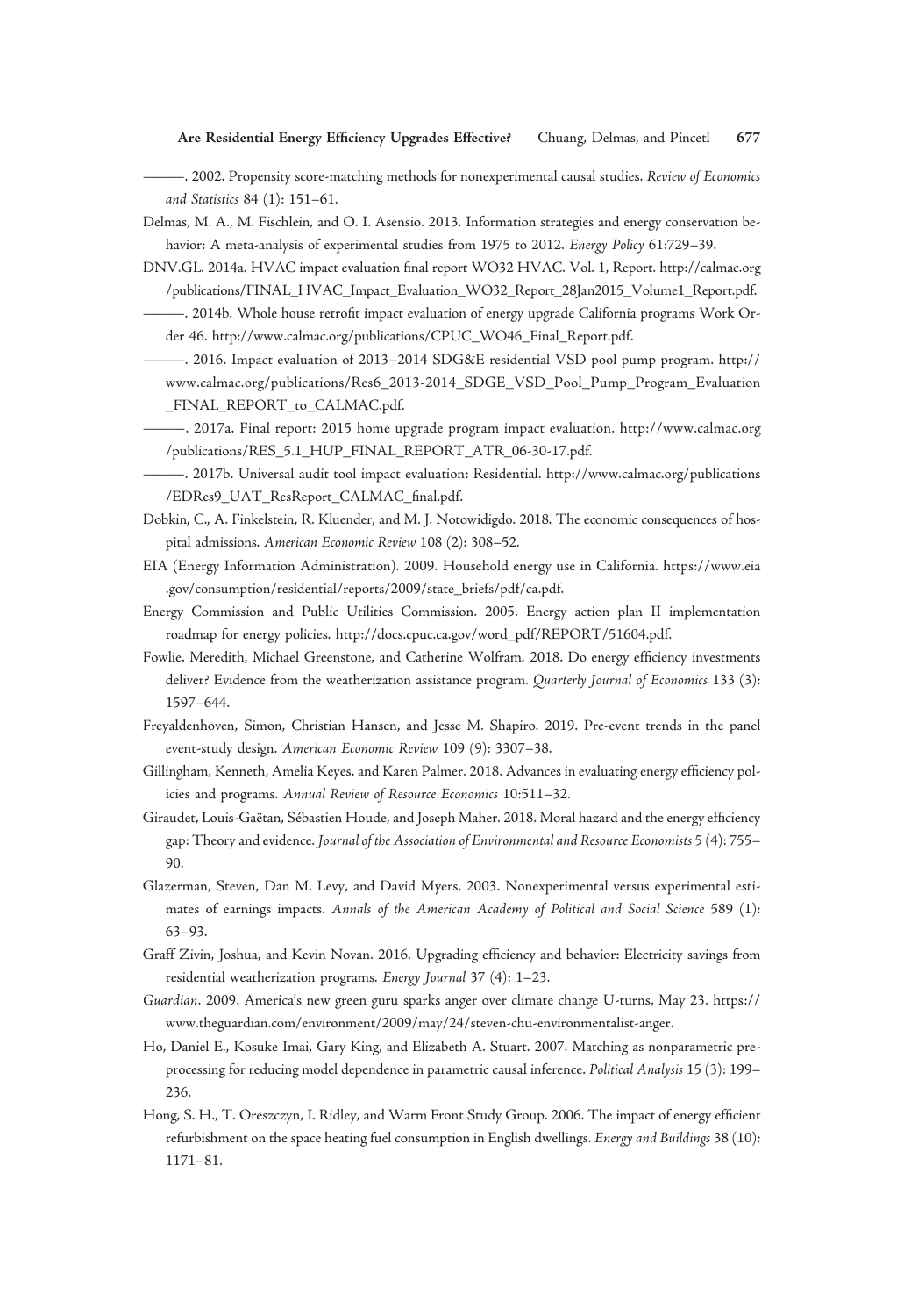———. 2002. Propensity score-matching methods for nonexperimental causal studies. *Review of Economics and Statistics* 84 (1): 151–61.

Delmas, M. A., M. Fischlein, and O. I. Asensio. 2013. Information strategies and energy conservation behavior: A meta-analysis of experimental studies from 1975 to 2012. *Energy Policy* 61:729–39.

DNV.GL. 2014a. HVAC impact evaluation final report WO32 HVAC. Vol. 1, Report. http://calmac.org/publications/FINAL_HVAC_Impact_Evaluation_WO32_Report_28Jan2015_Volume1_Report.pdf.

———. 2014b. Whole house retrofit impact evaluation of energy upgrade California programs Work Order 46. http://www.calmac.org/publications/CPUC_WO46_Final_Report.pdf.

———. 2016. Impact evaluation of 2013–2014 SDG&E residential VSD pool pump program. http://www.calmac.org/publications/Res6_2013-2014_SDGE_VSD_Pool_Pump_Program_Evaluation_FINAL_REPORT_to_CALMAC.pdf.

———. 2017a. Final report: 2015 home upgrade program impact evaluation. http://www.calmac.org/publications/RES_5.1_HUP_FINAL_REPORT_ATR_06-30-17.pdf.

———. 2017b. Universal audit tool impact evaluation: Residential. http://www.calmac.org/publications/EDRes9_UAT_ResReport_CALMAC_final.pdf.

Dobkin, C., A. Finkelstein, R. Kluender, and M. J. Notowidigdo. 2018. The economic consequences of hospital admissions. *American Economic Review* 108 (2): 308–52.

EIA (Energy Information Administration). 2009. Household energy use in California. https://www.eia.gov/consumption/residential/reports/2009/state_briefs/pdf/ca.pdf.

Energy Commission and Public Utilities Commission. 2005. Energy action plan II implementation roadmap for energy policies. http://docs.cpuc.ca.gov/word_pdf/REPORT/51604.pdf.

Fowlie, Meredith, Michael Greenstone, and Catherine Wolfram. 2018. Do energy efficiency investments deliver? Evidence from the weatherization assistance program. *Quarterly Journal of Economics* 133 (3): 1597–644.

Freyaldenhoven, Simon, Christian Hansen, and Jesse M. Shapiro. 2019. Pre-event trends in the panel event-study design. *American Economic Review* 109 (9): 3307–38.

Gillingham, Kenneth, Amelia Keyes, and Karen Palmer. 2018. Advances in evaluating energy efficiency policies and programs. *Annual Review of Resource Economics* 10:511–32.

Giraudet, Louis-Gaëtan, Sébastien Houde, and Joseph Maher. 2018. Moral hazard and the energy efficiency gap: Theory and evidence. *Journal of the Association of Environmental and Resource Economists* 5 (4): 755–90.

Glazerman, Steven, Dan M. Levy, and David Myers. 2003. Nonexperimental versus experimental estimates of earnings impacts. *Annals of the American Academy of Political and Social Science* 589 (1): 63–93.

Graff Zivin, Joshua, and Kevin Novan. 2016. Upgrading efficiency and behavior: Electricity savings from residential weatherization programs. *Energy Journal* 37 (4): 1–23.

*Guardian*. 2009. America's new green guru sparks anger over climate change U-turns, May 23. https://www.theguardian.com/environment/2009/may/24/steven-chu-environmentalist-anger.

Ho, Daniel E., Kosuke Imai, Gary King, and Elizabeth A. Stuart. 2007. Matching as nonparametric preprocessing for reducing model dependence in parametric causal inference. *Political Analysis* 15 (3): 199–236.

Hong, S. H., T. Oreszczyn, I. Ridley, and Warm Front Study Group. 2006. The impact of energy efficient refurbishment on the space heating fuel consumption in English dwellings. *Energy and Buildings* 38 (10): 1171–81.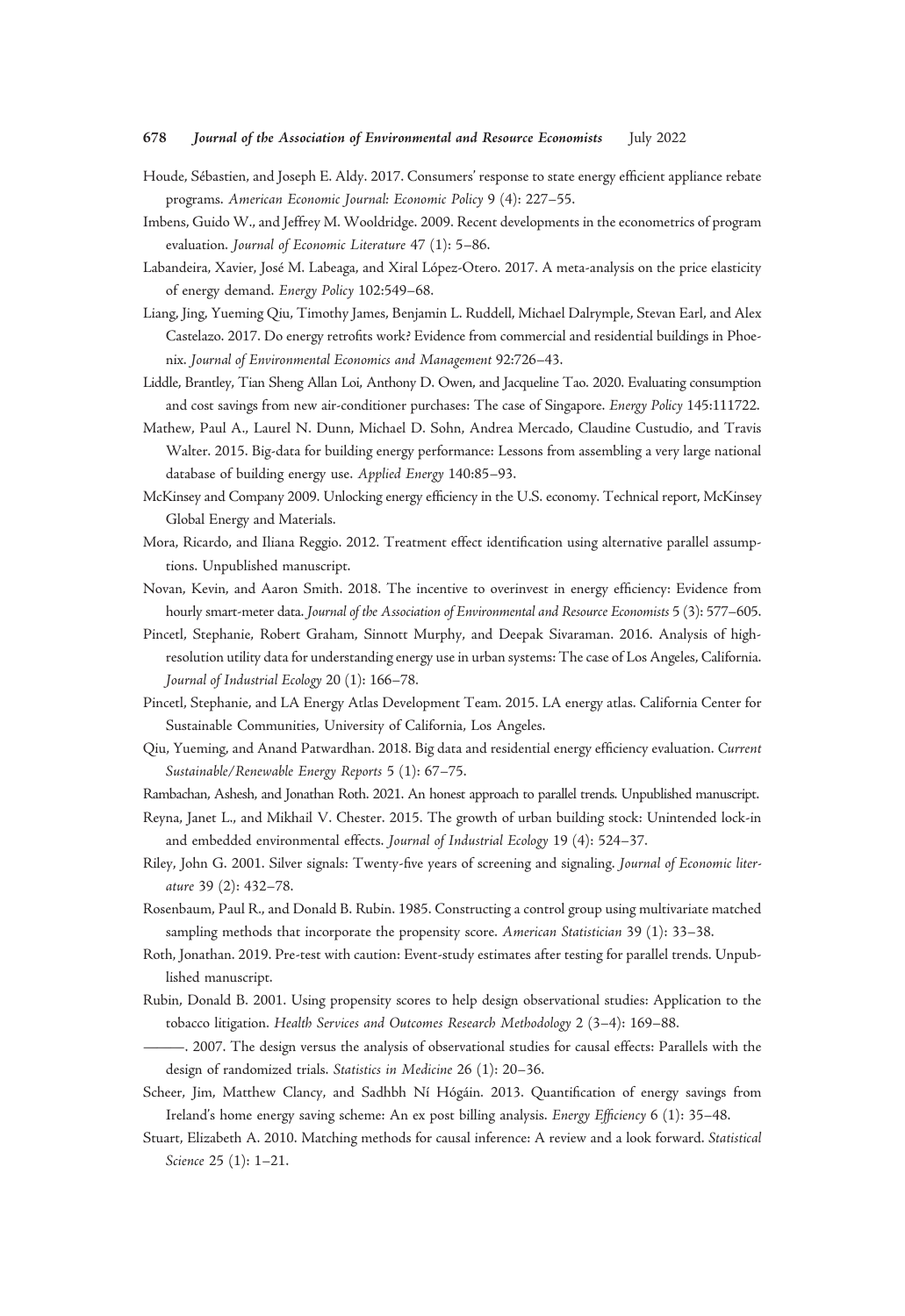Houde, Sébastien, and Joseph E. Aldy. 2017. Consumers' response to state energy efficient appliance rebate programs. *American Economic Journal: Economic Policy* 9 (4): 227–55.

Imbens, Guido W., and Jeffrey M. Wooldridge. 2009. Recent developments in the econometrics of program evaluation. *Journal of Economic Literature* 47 (1): 5–86.

Labandeira, Xavier, José M. Labeaga, and Xiral López-Otero. 2017. A meta-analysis on the price elasticity of energy demand. *Energy Policy* 102:549–68.

Liang, Jing, Yueming Qiu, Timothy James, Benjamin L. Ruddell, Michael Dalrymple, Stevan Earl, and Alex Castelazo. 2017. Do energy retrofits work? Evidence from commercial and residential buildings in Phoenix. *Journal of Environmental Economics and Management* 92:726–43.

Liddle, Brantley, Tian Sheng Allan Loi, Anthony D. Owen, and Jacqueline Tao. 2020. Evaluating consumption and cost savings from new air-conditioner purchases: The case of Singapore. *Energy Policy* 145:111722.

Mathew, Paul A., Laurel N. Dunn, Michael D. Sohn, Andrea Mercado, Claudine Custudio, and Travis Walter. 2015. Big-data for building energy performance: Lessons from assembling a very large national database of building energy use. *Applied Energy* 140:85–93.

McKinsey and Company 2009. Unlocking energy efficiency in the U.S. economy. Technical report, McKinsey Global Energy and Materials.

Mora, Ricardo, and Iliana Reggio. 2012. Treatment effect identification using alternative parallel assumptions. Unpublished manuscript.

Novan, Kevin, and Aaron Smith. 2018. The incentive to overinvest in energy efficiency: Evidence from hourly smart-meter data. *Journal of the Association of Environmental and Resource Economists* 5 (3): 577–605.

Pincetl, Stephanie, Robert Graham, Sinnott Murphy, and Deepak Sivaraman. 2016. Analysis of high-resolution utility data for understanding energy use in urban systems: The case of Los Angeles, California. *Journal of Industrial Ecology* 20 (1): 166–78.

Pincetl, Stephanie, and LA Energy Atlas Development Team. 2015. LA energy atlas. California Center for Sustainable Communities, University of California, Los Angeles.

Qiu, Yueming, and Anand Patwardhan. 2018. Big data and residential energy efficiency evaluation. *Current Sustainable/Renewable Energy Reports* 5 (1): 67–75.

Rambachan, Ashesh, and Jonathan Roth. 2021. An honest approach to parallel trends. Unpublished manuscript.

Reyna, Janet L., and Mikhail V. Chester. 2015. The growth of urban building stock: Unintended lock-in and embedded environmental effects. *Journal of Industrial Ecology* 19 (4): 524–37.

Riley, John G. 2001. Silver signals: Twenty-five years of screening and signaling. *Journal of Economic literature* 39 (2): 432–78.

Rosenbaum, Paul R., and Donald B. Rubin. 1985. Constructing a control group using multivariate matched sampling methods that incorporate the propensity score. *American Statistician* 39 (1): 33–38.

Roth, Jonathan. 2019. Pre-test with caution: Event-study estimates after testing for parallel trends. Unpublished manuscript.

Rubin, Donald B. 2001. Using propensity scores to help design observational studies: Application to the tobacco litigation. *Health Services and Outcomes Research Methodology* 2 (3–4): 169–88.

———. 2007. The design versus the analysis of observational studies for causal effects: Parallels with the design of randomized trials. *Statistics in Medicine* 26 (1): 20–36.

Scheer, Jim, Matthew Clancy, and Sadhbh Ní Hógáin. 2013. Quantification of energy savings from Ireland's home energy saving scheme: An ex post billing analysis. *Energy Efficiency* 6 (1): 35–48.

Stuart, Elizabeth A. 2010. Matching methods for causal inference: A review and a look forward. *Statistical Science* 25 (1): 1–21.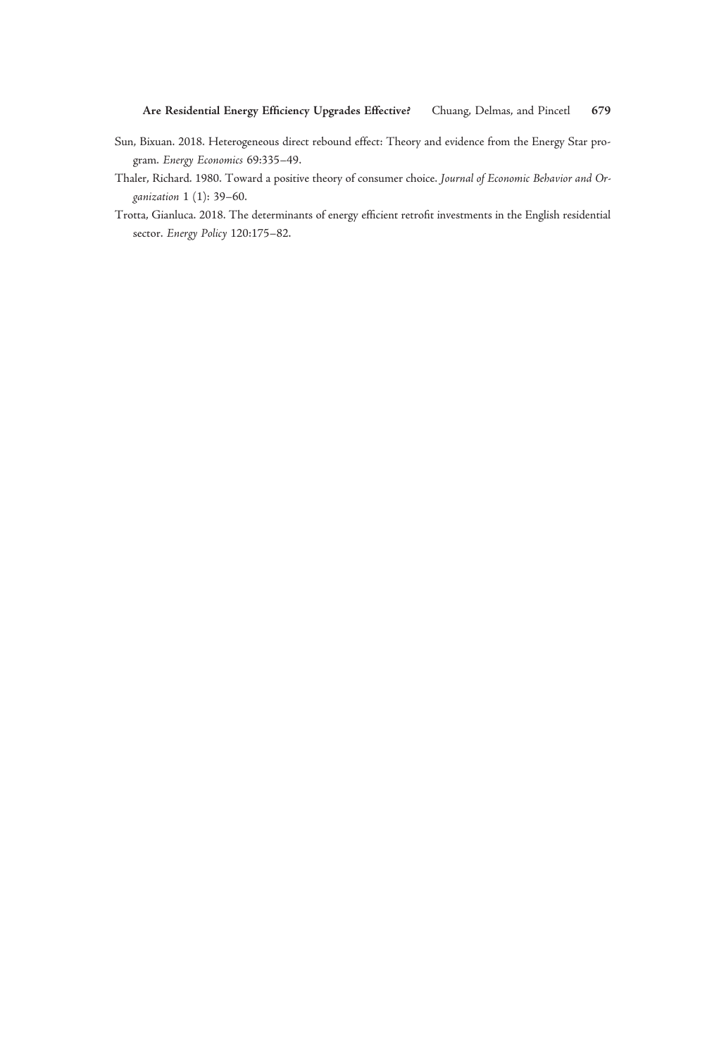Sun, Bixuan. 2018. Heterogeneous direct rebound effect: Theory and evidence from the Energy Star program. *Energy Economics* 69:335–49.

Thaler, Richard. 1980. Toward a positive theory of consumer choice. *Journal of Economic Behavior and Organization* 1 (1): 39–60.

Trotta, Gianluca. 2018. The determinants of energy efficient retrofit investments in the English residential sector. *Energy Policy* 120:175–82.